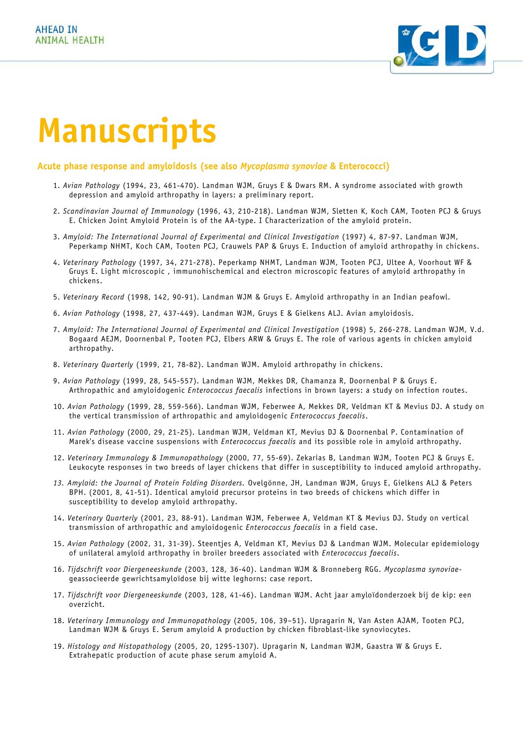AHEAD IN
ANIMAL HEALTH

# Manuscripts

## Acute phase response and amyloidosis (see also *Mycoplasma synoviae* & Enterococci)

1. *Avian Pathology* (1994, 23, 461-470). Landman WJM, Gruys E & Dwars RM. A syndrome associated with growth depression and amyloid arthropathy in layers: a preliminary report.
2. *Scandinavian Journal of Immunology* (1996, 43, 210-218). Landman WJM, Sletten K, Koch CAM, Tooten PCJ & Gruys E. Chicken Joint Amyloid Protein is of the AA-type. I Characterization of the amyloid protein.
3. *Amyloid: The International Journal of Experimental and Clinical Investigation* (1997) 4, 87-97. Landman WJM, Peperkamp NHMT, Koch CAM, Tooten PCJ, Crauwels PAP & Gruys E. Induction of amyloid arthropathy in chickens.
4. *Veterinary Pathology* (1997, 34, 271-278). Peperkamp NHMT, Landman WJM, Tooten PCJ, Ultee A, Voorhout WF & Gruys E. Light microscopic , immunohischemical and electron microscopic features of amyloid arthropathy in chickens.
5. *Veterinary Record* (1998, 142, 90-91). Landman WJM & Gruys E. Amyloid arthropathy in an Indian peafowl.
6. *Avian Pathology* (1998, 27, 437-449). Landman WJM, Gruys E & Gielkens ALJ. Avian amyloidosis.
7. *Amyloid: The International Journal of Experimental and Clinical Investigation* (1998) 5, 266-278. Landman WJM, V.d. Bogaard AEJM, Doornenbal P, Tooten PCJ, Elbers ARW & Gruys E. The role of various agents in chicken amyloid arthropathy.
8. *Veterinary Quarterly* (1999, 21, 78-82). Landman WJM. Amyloid arthropathy in chickens.
9. *Avian Pathology* (1999, 28, 545-557). Landman WJM, Mekkes DR, Chamanza R, Doornenbal P & Gruys E. Arthropathic and amyloidogenic *Enterococcus faecalis* infections in brown layers: a study on infection routes.
10. *Avian Pathology* (1999, 28, 559-566). Landman WJM, Feberwee A, Mekkes DR, Veldman KT & Mevius DJ. A study on the vertical transmission of arthropathic and amyloidogenic *Enterococcus faecalis*.
11. *Avian Pathology* (2000, 29, 21-25). Landman WJM, Veldman KT, Mevius DJ & Doornenbal P. Contamination of Marek's disease vaccine suspensions with *Enterococcus faecalis* and its possible role in amyloid arthropathy.
12. *Veterinary Immunology & Immunopathology* (2000, 77, 55-69). Zekarias B, Landman WJM, Tooten PCJ & Gruys E. Leukocyte responses in two breeds of layer chickens that differ in susceptibility to induced amyloid arthropathy.
13. *Amyloid: the Journal of Protein Folding Disorders*. Ovelgönne, JH, Landman WJM, Gruys E, Gielkens ALJ & Peters BPH. (2001, 8, 41-51). Identical amyloid precursor proteins in two breeds of chickens which differ in susceptibility to develop amyloid arthropathy.
14. *Veterinary Quarterly* (2001, 23, 88-91). Landman WJM, Feberwee A, Veldman KT & Mevius DJ. Study on vertical transmission of arthropathic and amyloidogenic *Enterococcus faecalis* in a field case.
15. *Avian Pathology* (2002, 31, 31-39). Steentjes A, Veldman KT, Mevius DJ & Landman WJM. Molecular epidemiology of unilateral amyloid arthropathy in broiler breeders associated with *Enterococcus faecalis*.
16. *Tijdschrift voor Diergeneeskunde* (2003, 128, 36-40). Landman WJM & Bronneberg RGG. *Mycoplasma synoviae*-geassocieerde gewrichtsamyloïdose bij witte leghorns: case report.
17. *Tijdschrift voor Diergeneeskunde* (2003, 128, 41-46). Landman WJM. Acht jaar amyloïdonderzoek bij de kip: een overzicht.
18. *Veterinary Immunology and Immunopathology* (2005, 106, 39–51). Upragarin N, Van Asten AJAM, Tooten PCJ, Landman WJM & Gruys E. Serum amyloid A production by chicken fibroblast-like synoviocytes.
19. *Histology and Histopathology* (2005, 20, 1295-1307). Upragarin N, Landman WJM, Gaastra W & Gruys E. Extrahepatic production of acute phase serum amyloid A.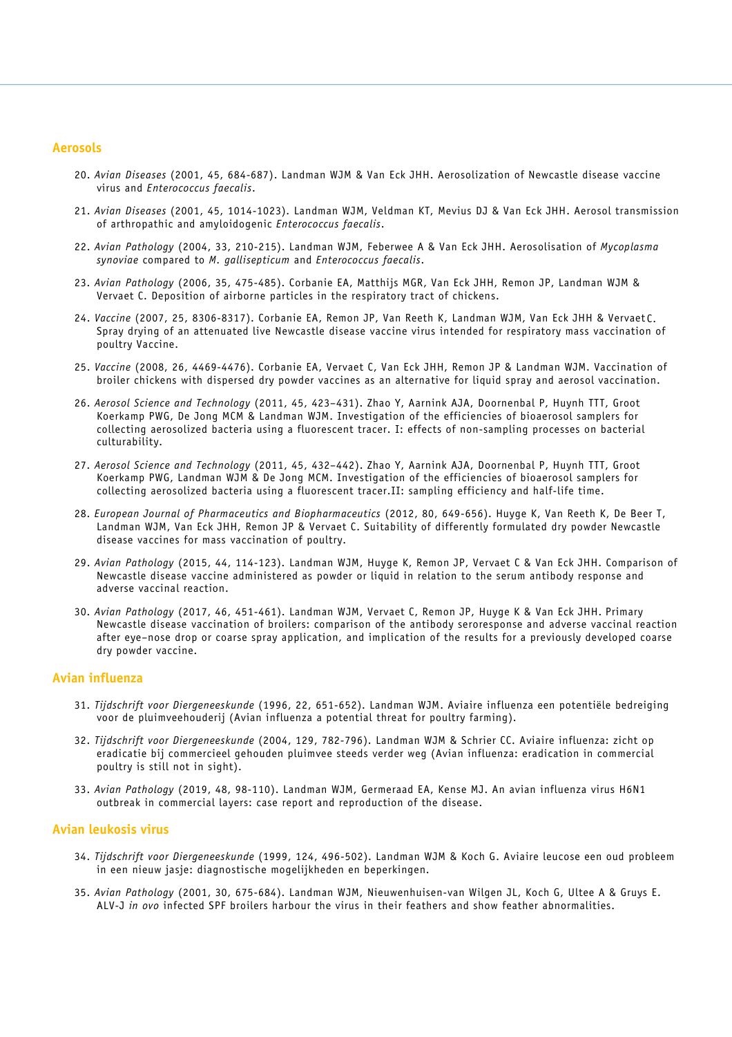## Aerosols

20. *Avian Diseases* (2001, 45, 684-687). Landman WJM & Van Eck JHH. Aerosolization of Newcastle disease vaccine virus and *Enterococcus faecalis*.

21. *Avian Diseases* (2001, 45, 1014-1023). Landman WJM, Veldman KT, Mevius DJ & Van Eck JHH. Aerosol transmission of arthropathic and amyloidogenic *Enterococcus faecalis*.

22. *Avian Pathology* (2004, 33, 210-215). Landman WJM, Feberwee A & Van Eck JHH. Aerosolisation of *Mycoplasma synoviae* compared to *M. gallisepticum* and *Enterococcus faecalis*.

23. *Avian Pathology* (2006, 35, 475-485). Corbanie EA, Matthijs MGR, Van Eck JHH, Remon JP, Landman WJM & Vervaet C. Deposition of airborne particles in the respiratory tract of chickens.

24. *Vaccine* (2007, 25, 8306-8317). Corbanie EA, Remon JP, Van Reeth K, Landman WJM, Van Eck JHH & Vervaet C. Spray drying of an attenuated live Newcastle disease vaccine virus intended for respiratory mass vaccination of poultry Vaccine.

25. *Vaccine* (2008, 26, 4469-4476). Corbanie EA, Vervaet C, Van Eck JHH, Remon JP & Landman WJM. Vaccination of broiler chickens with dispersed dry powder vaccines as an alternative for liquid spray and aerosol vaccination.

26. *Aerosol Science and Technology* (2011, 45, 423–431). Zhao Y, Aarnink AJA, Doornenbal P, Huynh TTT, Groot Koerkamp PWG, De Jong MCM & Landman WJM. Investigation of the efficiencies of bioaerosol samplers for collecting aerosolized bacteria using a fluorescent tracer. I: effects of non-sampling processes on bacterial culturability.

27. *Aerosol Science and Technology* (2011, 45, 432–442). Zhao Y, Aarnink AJA, Doornenbal P, Huynh TTT, Groot Koerkamp PWG, Landman WJM & De Jong MCM. Investigation of the efficiencies of bioaerosol samplers for collecting aerosolized bacteria using a fluorescent tracer.II: sampling efficiency and half-life time.

28. *European Journal of Pharmaceutics and Biopharmaceutics* (2012, 80, 649-656). Huyge K, Van Reeth K, De Beer T, Landman WJM, Van Eck JHH, Remon JP & Vervaet C. Suitability of differently formulated dry powder Newcastle disease vaccines for mass vaccination of poultry.

29. *Avian Pathology* (2015, 44, 114-123). Landman WJM, Huyge K, Remon JP, Vervaet C & Van Eck JHH. Comparison of Newcastle disease vaccine administered as powder or liquid in relation to the serum antibody response and adverse vaccinal reaction.

30. *Avian Pathology* (2017, 46, 451-461). Landman WJM, Vervaet C, Remon JP, Huyge K & Van Eck JHH. Primary Newcastle disease vaccination of broilers: comparison of the antibody seroresponse and adverse vaccinal reaction after eye–nose drop or coarse spray application, and implication of the results for a previously developed coarse dry powder vaccine.

## Avian influenza

31. *Tijdschrift voor Diergeneeskunde* (1996, 22, 651-652). Landman WJM. Aviaire influenza een potentiële bedreiging voor de pluimveehouderij (Avian influenza a potential threat for poultry farming).

32. *Tijdschrift voor Diergeneeskunde* (2004, 129, 782-796). Landman WJM & Schrier CC. Aviaire influenza: zicht op eradicatie bij commercieel gehouden pluimvee steeds verder weg (Avian influenza: eradication in commercial poultry is still not in sight).

33. *Avian Pathology* (2019, 48, 98-110). Landman WJM, Germeraad EA, Kense MJ. An avian influenza virus H6N1 outbreak in commercial layers: case report and reproduction of the disease.

## Avian leukosis virus

34. *Tijdschrift voor Diergeneeskunde* (1999, 124, 496-502). Landman WJM & Koch G. Aviaire leucose een oud probleem in een nieuw jasje: diagnostische mogelijkheden en beperkingen.

35. *Avian Pathology* (2001, 30, 675-684). Landman WJM, Nieuwenhuisen-van Wilgen JL, Koch G, Ultee A & Gruys E. ALV-J *in ovo* infected SPF broilers harbour the virus in their feathers and show feather abnormalities.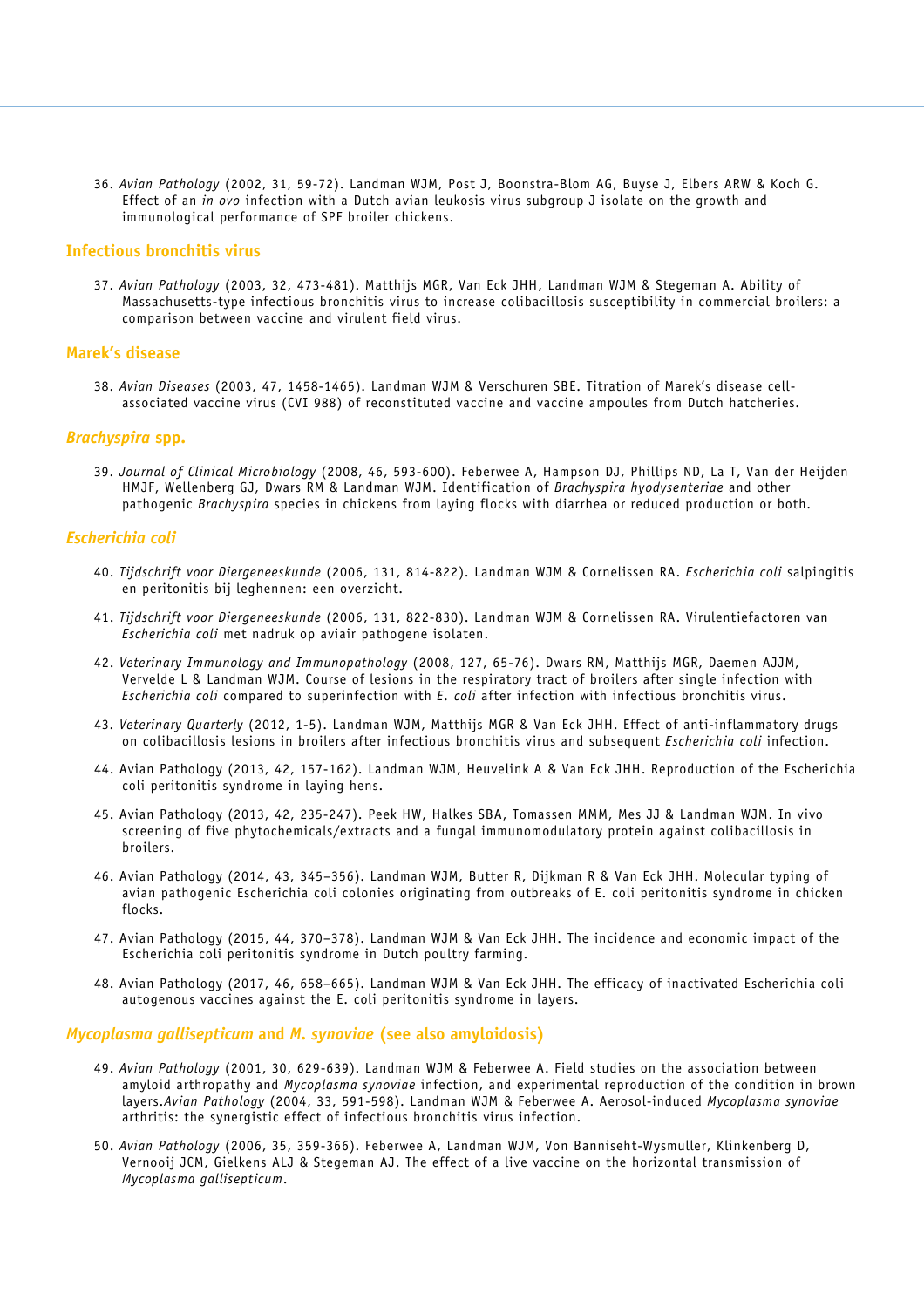36. *Avian Pathology* (2002, 31, 59-72). Landman WJM, Post J, Boonstra-Blom AG, Buyse J, Elbers ARW & Koch G. Effect of an *in ovo* infection with a Dutch avian leukosis virus subgroup J isolate on the growth and immunological performance of SPF broiler chickens.

## Infectious bronchitis virus

37. *Avian Pathology* (2003, 32, 473-481). Matthijs MGR, Van Eck JHH, Landman WJM & Stegeman A. Ability of Massachusetts-type infectious bronchitis virus to increase colibacillosis susceptibility in commercial broilers: a comparison between vaccine and virulent field virus.

## Marek's disease

38. *Avian Diseases* (2003, 47, 1458-1465). Landman WJM & Verschuren SBE. Titration of Marek's disease cell-associated vaccine virus (CVI 988) of reconstituted vaccine and vaccine ampoules from Dutch hatcheries.

## *Brachyspira* spp.

39. *Journal of Clinical Microbiology* (2008, 46, 593-600). Feberwee A, Hampson DJ, Phillips ND, La T, Van der Heijden HMJF, Wellenberg GJ, Dwars RM & Landman WJM. Identification of *Brachyspira hyodysenteriae* and other pathogenic *Brachyspira* species in chickens from laying flocks with diarrhea or reduced production or both.

## *Escherichia coli*

40. *Tijdschrift voor Diergeneeskunde* (2006, 131, 814-822). Landman WJM & Cornelissen RA. *Escherichia coli* salpingitis en peritonitis bij leghennen: een overzicht.

41. *Tijdschrift voor Diergeneeskunde* (2006, 131, 822-830). Landman WJM & Cornelissen RA. Virulentiefactoren van *Escherichia coli* met nadruk op aviair pathogene isolaten.

42. *Veterinary Immunology and Immunopathology* (2008, 127, 65-76). Dwars RM, Matthijs MGR, Daemen AJJM, Vervelde L & Landman WJM. Course of lesions in the respiratory tract of broilers after single infection with *Escherichia coli* compared to superinfection with *E. coli* after infection with infectious bronchitis virus.

43. *Veterinary Quarterly* (2012, 1-5). Landman WJM, Matthijs MGR & Van Eck JHH. Effect of anti-inflammatory drugs on colibacillosis lesions in broilers after infectious bronchitis virus and subsequent *Escherichia coli* infection.

44. Avian Pathology (2013, 42, 157-162). Landman WJM, Heuvelink A & Van Eck JHH. Reproduction of the Escherichia coli peritonitis syndrome in laying hens.

45. Avian Pathology (2013, 42, 235-247). Peek HW, Halkes SBA, Tomassen MMM, Mes JJ & Landman WJM. In vivo screening of five phytochemicals/extracts and a fungal immunomodulatory protein against colibacillosis in broilers.

46. Avian Pathology (2014, 43, 345–356). Landman WJM, Butter R, Dijkman R & Van Eck JHH. Molecular typing of avian pathogenic Escherichia coli colonies originating from outbreaks of E. coli peritonitis syndrome in chicken flocks.

47. Avian Pathology (2015, 44, 370–378). Landman WJM & Van Eck JHH. The incidence and economic impact of the Escherichia coli peritonitis syndrome in Dutch poultry farming.

48. Avian Pathology (2017, 46, 658–665). Landman WJM & Van Eck JHH. The efficacy of inactivated Escherichia coli autogenous vaccines against the E. coli peritonitis syndrome in layers.

## *Mycoplasma gallisepticum* and *M. synoviae* (see also amyloidosis)

49. *Avian Pathology* (2001, 30, 629-639). Landman WJM & Feberwee A. Field studies on the association between amyloid arthropathy and *Mycoplasma synoviae* infection, and experimental reproduction of the condition in brown layers.*Avian Pathology* (2004, 33, 591-598). Landman WJM & Feberwee A. Aerosol-induced *Mycoplasma synoviae* arthritis: the synergistic effect of infectious bronchitis virus infection.

50. *Avian Pathology* (2006, 35, 359-366). Feberwee A, Landman WJM, Von Banniseht-Wysmuller, Klinkenberg D, Vernooij JCM, Gielkens ALJ & Stegeman AJ. The effect of a live vaccine on the horizontal transmission of *Mycoplasma gallisepticum*.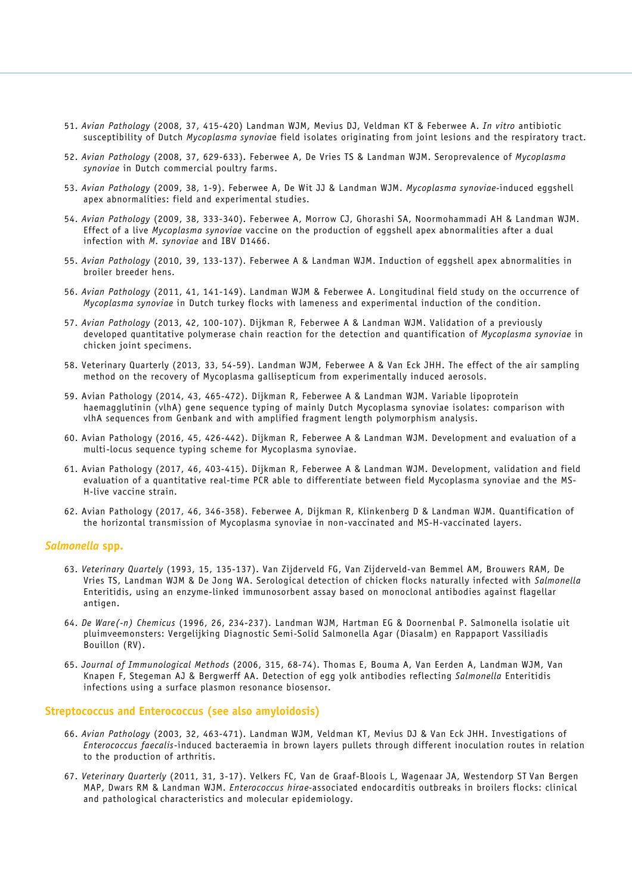51. *Avian Pathology* (2008, 37, 415-420) Landman WJM, Mevius DJ, Veldman KT & Feberwee A. *In vitro* antibiotic susceptibility of Dutch *Mycoplasma synoviae* field isolates originating from joint lesions and the respiratory tract.

52. *Avian Pathology* (2008, 37, 629-633). Feberwee A, De Vries TS & Landman WJM. Seroprevalence of *Mycoplasma synoviae* in Dutch commercial poultry farms.

53. *Avian Pathology* (2009, 38, 1-9). Feberwee A, De Wit JJ & Landman WJM. *Mycoplasma synoviae*-induced eggshell apex abnormalities: field and experimental studies.

54. *Avian Pathology* (2009, 38, 333-340). Feberwee A, Morrow CJ, Ghorashi SA, Noormohammadi AH & Landman WJM. Effect of a live *Mycoplasma synoviae* vaccine on the production of eggshell apex abnormalities after a dual infection with *M. synoviae* and IBV D1466.

55. *Avian Pathology* (2010, 39, 133-137). Feberwee A & Landman WJM. Induction of eggshell apex abnormalities in broiler breeder hens.

56. *Avian Pathology* (2011, 41, 141-149). Landman WJM & Feberwee A. Longitudinal field study on the occurrence of *Mycoplasma synoviae* in Dutch turkey flocks with lameness and experimental induction of the condition.

57. *Avian Pathology* (2013, 42, 100-107). Dijkman R, Feberwee A & Landman WJM. Validation of a previously developed quantitative polymerase chain reaction for the detection and quantification of *Mycoplasma synoviae* in chicken joint specimens.

58. Veterinary Quarterly (2013, 33, 54-59). Landman WJM, Feberwee A & Van Eck JHH. The effect of the air sampling method on the recovery of Mycoplasma gallisepticum from experimentally induced aerosols.

59. Avian Pathology (2014, 43, 465-472). Dijkman R, Feberwee A & Landman WJM. Variable lipoprotein haemagglutinin (vlhA) gene sequence typing of mainly Dutch Mycoplasma synoviae isolates: comparison with vlhA sequences from Genbank and with amplified fragment length polymorphism analysis.

60. Avian Pathology (2016, 45, 426-442). Dijkman R, Feberwee A & Landman WJM. Development and evaluation of a multi-locus sequence typing scheme for Mycoplasma synoviae.

61. Avian Pathology (2017, 46, 403-415). Dijkman R, Feberwee A & Landman WJM. Development, validation and field evaluation of a quantitative real-time PCR able to differentiate between field Mycoplasma synoviae and the MS-H-live vaccine strain.

62. Avian Pathology (2017, 46, 346-358). Feberwee A, Dijkman R, Klinkenberg D & Landman WJM. Quantification of the horizontal transmission of Mycoplasma synoviae in non-vaccinated and MS-H-vaccinated layers.

## *Salmonella* spp.

63. *Veterinary Quartely* (1993, 15, 135-137). Van Zijderveld FG, Van Zijderveld-van Bemmel AM, Brouwers RAM, De Vries TS, Landman WJM & De Jong WA. Serological detection of chicken flocks naturally infected with *Salmonella* Enteritidis, using an enzyme-linked immunosorbent assay based on monoclonal antibodies against flagellar antigen.

64. *De Ware(-n) Chemicus* (1996, 26, 234-237). Landman WJM, Hartman EG & Doornenbal P. Salmonella isolatie uit pluimveemonsters: Vergelijking Diagnostic Semi-Solid Salmonella Agar (Diasalm) en Rappaport Vassiliadis Bouillon (RV).

65. *Journal of Immunological Methods* (2006, 315, 68-74). Thomas E, Bouma A, Van Eerden A, Landman WJM, Van Knapen F, Stegeman AJ & Bergwerff AA. Detection of egg yolk antibodies reflecting *Salmonella* Enteritidis infections using a surface plasmon resonance biosensor.

## Streptococcus and Enterococcus (see also amyloidosis)

66. *Avian Pathology* (2003, 32, 463-471). Landman WJM, Veldman KT, Mevius DJ & Van Eck JHH. Investigations of *Enterococcus faecalis*-induced bacteraemia in brown layers pullets through different inoculation routes in relation to the production of arthritis.

67. *Veterinary Quarterly* (2011, 31, 3-17). Velkers FC, Van de Graaf-Bloois L, Wagenaar JA, Westendorp ST Van Bergen MAP, Dwars RM & Landman WJM. *Enterococcus hirae*-associated endocarditis outbreaks in broilers flocks: clinical and pathological characteristics and molecular epidemiology.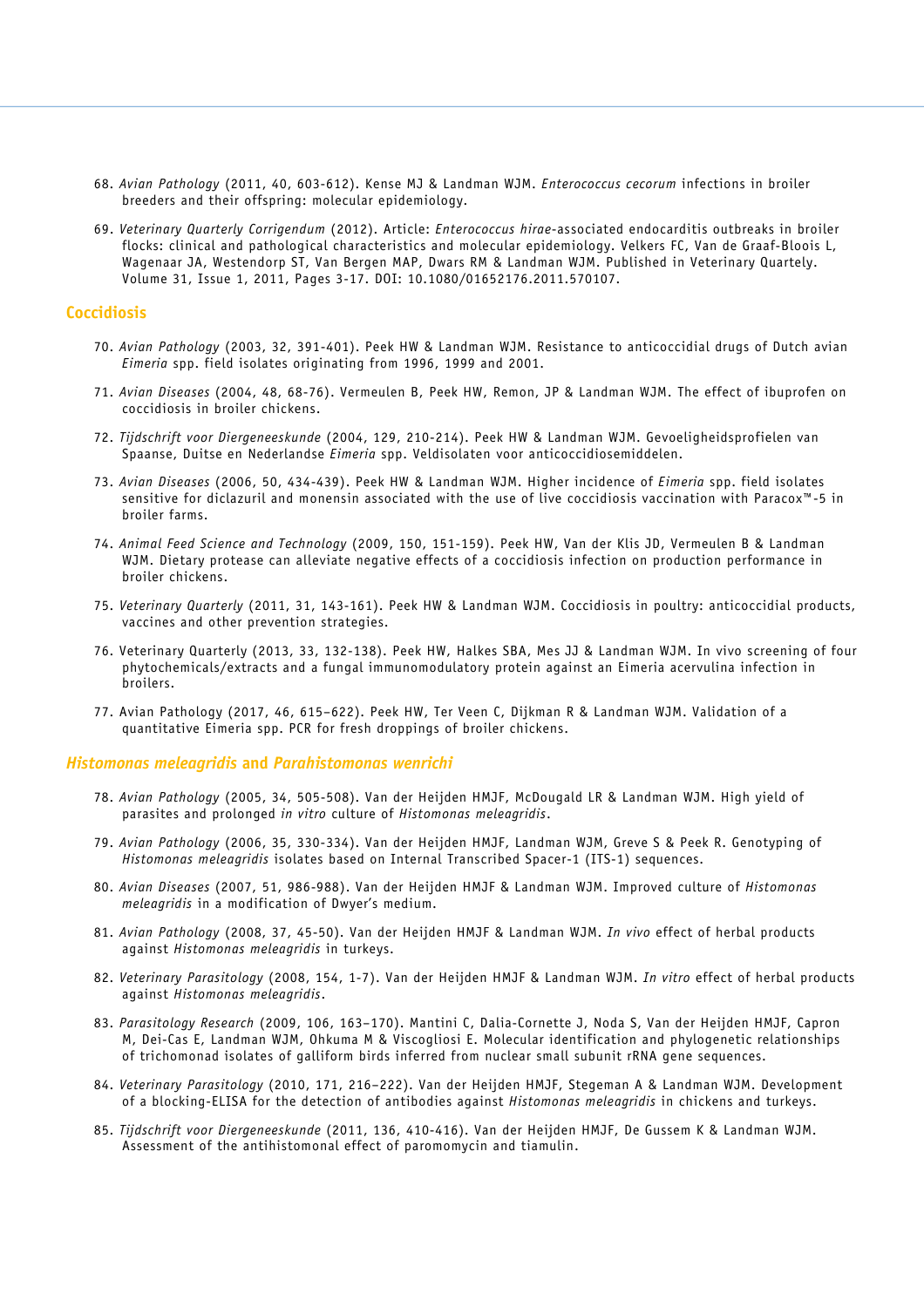68. *Avian Pathology* (2011, 40, 603-612). Kense MJ & Landman WJM. *Enterococcus cecorum* infections in broiler breeders and their offspring: molecular epidemiology.

69. *Veterinary Quarterly Corrigendum* (2012). Article: *Enterococcus hirae*-associated endocarditis outbreaks in broiler flocks: clinical and pathological characteristics and molecular epidemiology. Velkers FC, Van de Graaf-Bloois L, Wagenaar JA, Westendorp ST, Van Bergen MAP, Dwars RM & Landman WJM. Published in Veterinary Quartely. Volume 31, Issue 1, 2011, Pages 3-17. DOI: 10.1080/01652176.2011.570107.

## Coccidiosis

70. *Avian Pathology* (2003, 32, 391-401). Peek HW & Landman WJM. Resistance to anticoccidial drugs of Dutch avian *Eimeria* spp. field isolates originating from 1996, 1999 and 2001.

71. *Avian Diseases* (2004, 48, 68-76). Vermeulen B, Peek HW, Remon, JP & Landman WJM. The effect of ibuprofen on coccidiosis in broiler chickens.

72. *Tijdschrift voor Diergeneeskunde* (2004, 129, 210-214). Peek HW & Landman WJM. Gevoeligheidsprofielen van Spaanse, Duitse en Nederlandse *Eimeria* spp. Veldisolaten voor anticoccidiosemiddelen.

73. *Avian Diseases* (2006, 50, 434-439). Peek HW & Landman WJM. Higher incidence of *Eimeria* spp. field isolates sensitive for diclazuril and monensin associated with the use of live coccidiosis vaccination with Paracox™-5 in broiler farms.

74. *Animal Feed Science and Technology* (2009, 150, 151-159). Peek HW, Van der Klis JD, Vermeulen B & Landman WJM. Dietary protease can alleviate negative effects of a coccidiosis infection on production performance in broiler chickens.

75. *Veterinary Quarterly* (2011, 31, 143-161). Peek HW & Landman WJM. Coccidiosis in poultry: anticoccidial products, vaccines and other prevention strategies.

76. Veterinary Quarterly (2013, 33, 132-138). Peek HW, Halkes SBA, Mes JJ & Landman WJM. In vivo screening of four phytochemicals/extracts and a fungal immunomodulatory protein against an Eimeria acervulina infection in broilers.

77. Avian Pathology (2017, 46, 615–622). Peek HW, Ter Veen C, Dijkman R & Landman WJM. Validation of a quantitative Eimeria spp. PCR for fresh droppings of broiler chickens.

## *Histomonas meleagridis* and *Parahistomonas wenrichi*

78. *Avian Pathology* (2005, 34, 505-508). Van der Heijden HMJF, McDougald LR & Landman WJM. High yield of parasites and prolonged *in vitro* culture of *Histomonas meleagridis*.

79. *Avian Pathology* (2006, 35, 330-334). Van der Heijden HMJF, Landman WJM, Greve S & Peek R. Genotyping of *Histomonas meleagridis* isolates based on Internal Transcribed Spacer-1 (ITS-1) sequences.

80. *Avian Diseases* (2007, 51, 986-988). Van der Heijden HMJF & Landman WJM. Improved culture of *Histomonas meleagridis* in a modification of Dwyer's medium.

81. *Avian Pathology* (2008, 37, 45-50). Van der Heijden HMJF & Landman WJM. *In vivo* effect of herbal products against *Histomonas meleagridis* in turkeys.

82. *Veterinary Parasitology* (2008, 154, 1-7). Van der Heijden HMJF & Landman WJM. *In vitro* effect of herbal products against *Histomonas meleagridis*.

83. *Parasitology Research* (2009, 106, 163–170). Mantini C, Dalia-Cornette J, Noda S, Van der Heijden HMJF, Capron M, Dei-Cas E, Landman WJM, Ohkuma M & Viscogliosi E. Molecular identification and phylogenetic relationships of trichomonad isolates of galliform birds inferred from nuclear small subunit rRNA gene sequences.

84. *Veterinary Parasitology* (2010, 171, 216–222). Van der Heijden HMJF, Stegeman A & Landman WJM. Development of a blocking-ELISA for the detection of antibodies against *Histomonas meleagridis* in chickens and turkeys.

85. *Tijdschrift voor Diergeneeskunde* (2011, 136, 410-416). Van der Heijden HMJF, De Gussem K & Landman WJM. Assessment of the antihistomonal effect of paromomycin and tiamulin.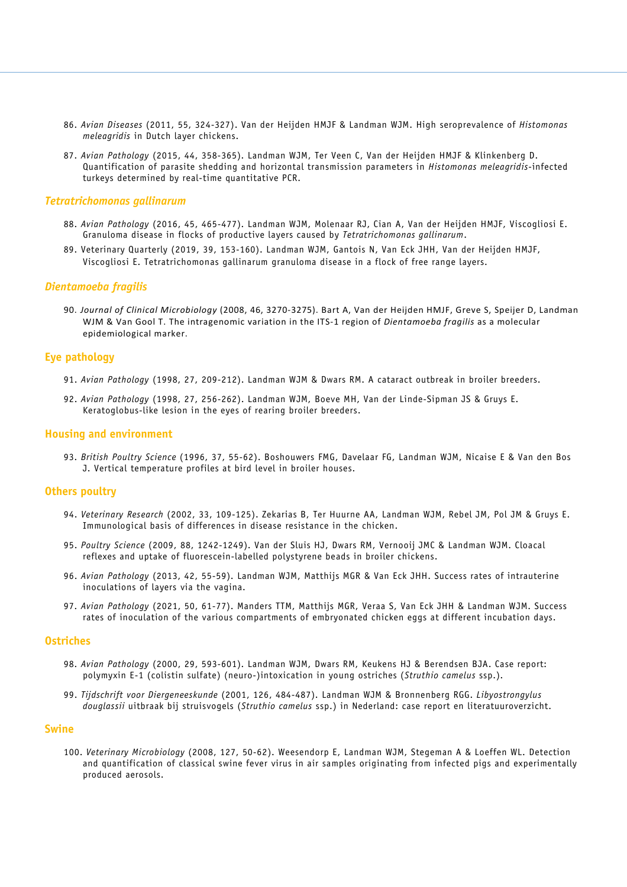86. *Avian Diseases* (2011, 55, 324-327). Van der Heijden HMJF & Landman WJM. High seroprevalence of *Histomonas meleagridis* in Dutch layer chickens.

87. *Avian Pathology* (2015, 44, 358-365). Landman WJM, Ter Veen C, Van der Heijden HMJF & Klinkenberg D. Quantification of parasite shedding and horizontal transmission parameters in *Histomonas meleagridis*-infected turkeys determined by real-time quantitative PCR.

### *Tetratrichomonas gallinarum*

88. *Avian Pathology* (2016, 45, 465-477). Landman WJM, Molenaar RJ, Cian A, Van der Heijden HMJF, Viscogliosi E. Granuloma disease in flocks of productive layers caused by *Tetratrichomonas gallinarum*.

89. Veterinary Quarterly (2019, 39, 153-160). Landman WJM, Gantois N, Van Eck JHH, Van der Heijden HMJF, Viscogliosi E. Tetratrichomonas gallinarum granuloma disease in a flock of free range layers.

### *Dientamoeba fragilis*

90. *Journal of Clinical Microbiology* (2008, 46, 3270-3275). Bart A, Van der Heijden HMJF, Greve S, Speijer D, Landman WJM & Van Gool T. The intragenomic variation in the ITS-1 region of *Dientamoeba fragilis* as a molecular epidemiological marker.

### Eye pathology

91. *Avian Pathology* (1998, 27, 209-212). Landman WJM & Dwars RM. A cataract outbreak in broiler breeders.

92. *Avian Pathology* (1998, 27, 256-262). Landman WJM, Boeve MH, Van der Linde-Sipman JS & Gruys E. Keratoglobus-like lesion in the eyes of rearing broiler breeders.

### Housing and environment

93. *British Poultry Science* (1996, 37, 55-62). Boshouwers FMG, Davelaar FG, Landman WJM, Nicaise E & Van den Bos J. Vertical temperature profiles at bird level in broiler houses.

### Others poultry

94. *Veterinary Research* (2002, 33, 109-125). Zekarias B, Ter Huurne AA, Landman WJM, Rebel JM, Pol JM & Gruys E. Immunological basis of differences in disease resistance in the chicken.

95. *Poultry Science* (2009, 88, 1242-1249). Van der Sluis HJ, Dwars RM, Vernooij JMC & Landman WJM. Cloacal reflexes and uptake of fluorescein-labelled polystyrene beads in broiler chickens.

96. *Avian Pathology* (2013, 42, 55-59). Landman WJM, Matthijs MGR & Van Eck JHH. Success rates of intrauterine inoculations of layers via the vagina.

97. *Avian Pathology* (2021, 50, 61-77). Manders TTM, Matthijs MGR, Veraa S, Van Eck JHH & Landman WJM. Success rates of inoculation of the various compartments of embryonated chicken eggs at different incubation days.

### Ostriches

98. *Avian Pathology* (2000, 29, 593-601). Landman WJM, Dwars RM, Keukens HJ & Berendsen BJA. Case report: polymyxin E-1 (colistin sulfate) (neuro-)intoxication in young ostriches (*Struthio camelus* ssp.).

99. *Tijdschrift voor Diergeneeskunde* (2001, 126, 484-487). Landman WJM & Bronnenberg RGG. *Libyostrongylus douglassii* uitbraak bij struisvogels (*Struthio camelus* ssp.) in Nederland: case report en literatuuroverzicht.

### Swine

100. *Veterinary Microbiology* (2008, 127, 50-62). Weesendorp E, Landman WJM, Stegeman A & Loeffen WL. Detection and quantification of classical swine fever virus in air samples originating from infected pigs and experimentally produced aerosols.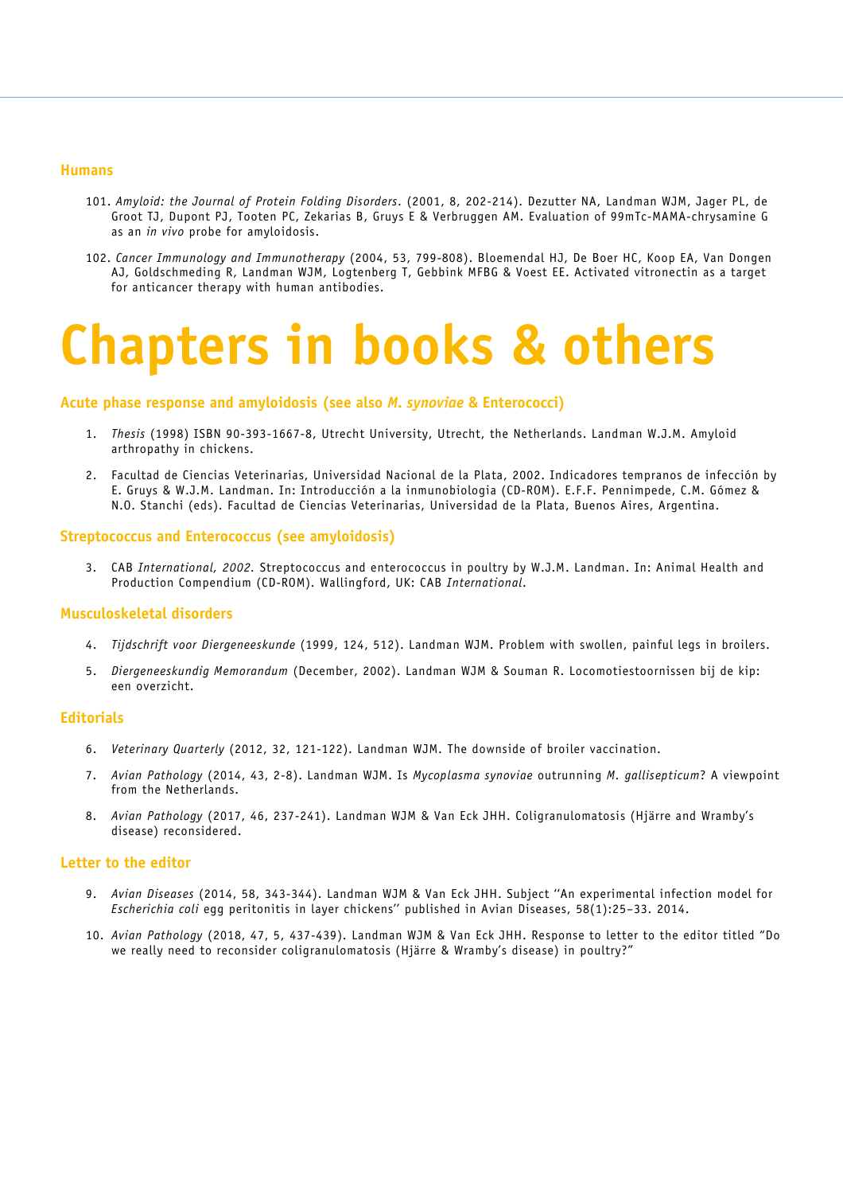### Humans

101. *Amyloid: the Journal of Protein Folding Disorders*. (2001, 8, 202-214). Dezutter NA, Landman WJM, Jager PL, de Groot TJ, Dupont PJ, Tooten PC, Zekarias B, Gruys E & Verbruggen AM. Evaluation of 99mTc-MAMA-chrysamine G as an *in vivo* probe for amyloidosis.

102. *Cancer Immunology and Immunotherapy* (2004, 53, 799-808). Bloemendal HJ, De Boer HC, Koop EA, Van Dongen AJ, Goldschmeding R, Landman WJM, Logtenberg T, Gebbink MFBG & Voest EE. Activated vitronectin as a target for anticancer therapy with human antibodies.

# Chapters in books & others

### Acute phase response and amyloidosis (see also *M. synoviae* & Enterococci)

1. *Thesis* (1998) ISBN 90-393-1667-8, Utrecht University, Utrecht, the Netherlands. Landman W.J.M. Amyloid arthropathy in chickens.

2. Facultad de Ciencias Veterinarias, Universidad Nacional de la Plata, 2002. Indicadores tempranos de infección by E. Gruys & W.J.M. Landman. In: Introducción a la inmunobiologia (CD-ROM). E.F.F. Pennimpede, C.M. Gómez & N.O. Stanchi (eds). Facultad de Ciencias Veterinarias, Universidad de la Plata, Buenos Aires, Argentina.

### Streptococcus and Enterococcus (see amyloidosis)

3. CAB *International, 2002*. Streptococcus and enterococcus in poultry by W.J.M. Landman. In: Animal Health and Production Compendium (CD-ROM). Wallingford, UK: CAB *International*.

### Musculoskeletal disorders

4. *Tijdschrift voor Diergeneeskunde* (1999, 124, 512). Landman WJM. Problem with swollen, painful legs in broilers.

5. *Diergeneeskundig Memorandum* (December, 2002). Landman WJM & Souman R. Locomotiestoornissen bij de kip: een overzicht.

### Editorials

6. *Veterinary Quarterly* (2012, 32, 121-122). Landman WJM. The downside of broiler vaccination.

7. *Avian Pathology* (2014, 43, 2-8). Landman WJM. Is *Mycoplasma synoviae* outrunning *M. gallisepticum*? A viewpoint from the Netherlands.

8. *Avian Pathology* (2017, 46, 237-241). Landman WJM & Van Eck JHH. Coligranulomatosis (Hjärre and Wramby's disease) reconsidered.

### Letter to the editor

9. *Avian Diseases* (2014, 58, 343-344). Landman WJM & Van Eck JHH. Subject ''An experimental infection model for *Escherichia coli* egg peritonitis in layer chickens'' published in Avian Diseases, 58(1):25–33. 2014.

10. *Avian Pathology* (2018, 47, 5, 437-439). Landman WJM & Van Eck JHH. Response to letter to the editor titled "Do we really need to reconsider coligranulomatosis (Hjärre & Wramby's disease) in poultry?"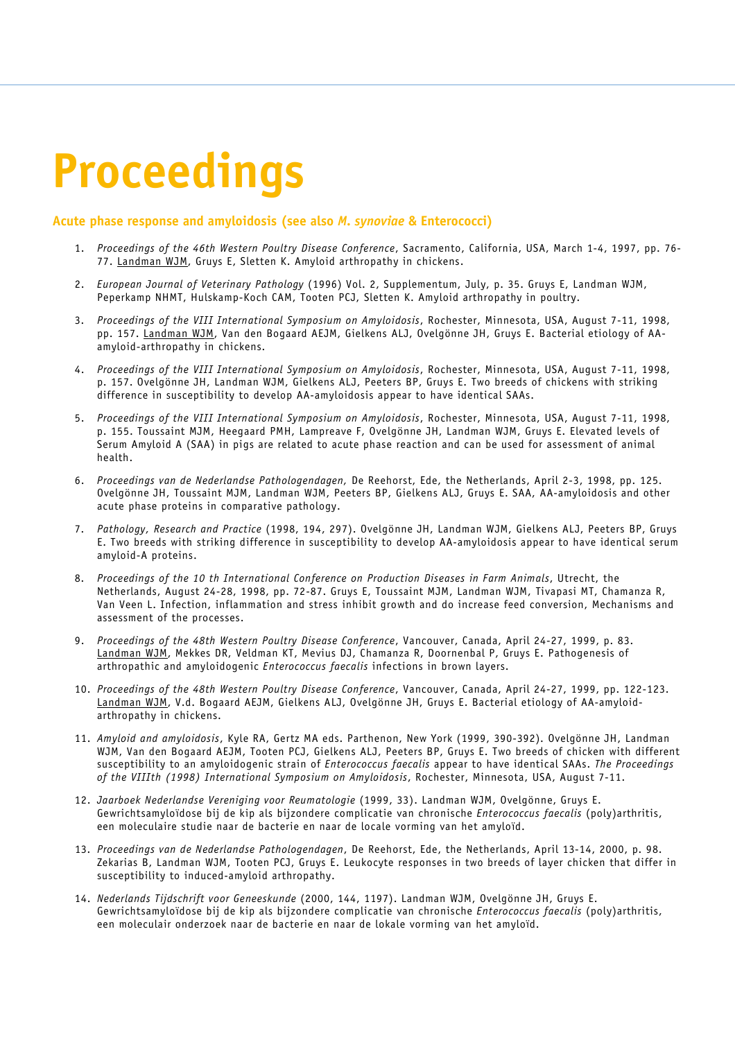# Proceedings

## Acute phase response and amyloidosis (see also *M. synoviae* & Enterococci)

1. *Proceedings of the 46th Western Poultry Disease Conference*, Sacramento, California, USA, March 1-4, 1997, pp. 76-77. Landman WJM, Gruys E, Sletten K. Amyloid arthropathy in chickens.

2. *European Journal of Veterinary Pathology* (1996) Vol. 2, Supplementum, July, p. 35. Gruys E, Landman WJM, Peperkamp NHMT, Hulskamp-Koch CAM, Tooten PCJ, Sletten K. Amyloid arthropathy in poultry.

3. *Proceedings of the VIII International Symposium on Amyloidosis*, Rochester, Minnesota, USA, August 7-11, 1998, pp. 157. Landman WJM, Van den Bogaard AEJM, Gielkens ALJ, Ovelgönne JH, Gruys E. Bacterial etiology of AA-amyloid-arthropathy in chickens.

4. *Proceedings of the VIII International Symposium on Amyloidosis*, Rochester, Minnesota, USA, August 7-11, 1998, p. 157. Ovelgönne JH, Landman WJM, Gielkens ALJ, Peeters BP, Gruys E. Two breeds of chickens with striking difference in susceptibility to develop AA-amyloidosis appear to have identical SAAs.

5. *Proceedings of the VIII International Symposium on Amyloidosis*, Rochester, Minnesota, USA, August 7-11, 1998, p. 155. Toussaint MJM, Heegaard PMH, Lampreave F, Ovelgönne JH, Landman WJM, Gruys E. Elevated levels of Serum Amyloid A (SAA) in pigs are related to acute phase reaction and can be used for assessment of animal health.

6. *Proceedings van de Nederlandse Pathologendagen,* De Reehorst, Ede, the Netherlands, April 2-3, 1998, pp. 125. Ovelgönne JH, Toussaint MJM, Landman WJM, Peeters BP, Gielkens ALJ, Gruys E. SAA, AA-amyloidosis and other acute phase proteins in comparative pathology.

7. *Pathology, Research and Practice* (1998, 194, 297). Ovelgönne JH, Landman WJM, Gielkens ALJ, Peeters BP, Gruys E. Two breeds with striking difference in susceptibility to develop AA-amyloidosis appear to have identical serum amyloid-A proteins.

8. *Proceedings of the 10 th International Conference on Production Diseases in Farm Animals*, Utrecht, the Netherlands, August 24-28, 1998, pp. 72-87. Gruys E, Toussaint MJM, Landman WJM, Tivapasi MT, Chamanza R, Van Veen L. Infection, inflammation and stress inhibit growth and do increase feed conversion, Mechanisms and assessment of the processes.

9. *Proceedings of the 48th Western Poultry Disease Conference*, Vancouver, Canada, April 24-27, 1999, p. 83. Landman WJM, Mekkes DR, Veldman KT, Mevius DJ, Chamanza R, Doornenbal P, Gruys E. Pathogenesis of arthropathic and amyloidogenic *Enterococcus faecalis* infections in brown layers.

10. *Proceedings of the 48th Western Poultry Disease Conference*, Vancouver, Canada, April 24-27, 1999, pp. 122-123. Landman WJM, V.d. Bogaard AEJM, Gielkens ALJ, Ovelgönne JH, Gruys E. Bacterial etiology of AA-amyloid-arthropathy in chickens.

11. *Amyloid and amyloidosis*, Kyle RA, Gertz MA eds. Parthenon, New York (1999, 390-392). Ovelgönne JH, Landman WJM, Van den Bogaard AEJM, Tooten PCJ, Gielkens ALJ, Peeters BP, Gruys E. Two breeds of chicken with different susceptibility to an amyloidogenic strain of *Enterococcus faecalis* appear to have identical SAAs. *The Proceedings of the VIIIth (1998) International Symposium on Amyloidosis*, Rochester, Minnesota, USA, August 7-11.

12. *Jaarboek Nederlandse Vereniging voor Reumatologie* (1999, 33). Landman WJM, Ovelgönne, Gruys E. Gewrichtsamyloïdose bij de kip als bijzondere complicatie van chronische *Enterococcus faecalis* (poly)arthritis, een moleculaire studie naar de bacterie en naar de locale vorming van het amyloïd.

13. *Proceedings van de Nederlandse Pathologendagen*, De Reehorst, Ede, the Netherlands, April 13-14, 2000, p. 98. Zekarias B, Landman WJM, Tooten PCJ, Gruys E. Leukocyte responses in two breeds of layer chicken that differ in susceptibility to induced-amyloid arthropathy.

14. *Nederlands Tijdschrift voor Geneeskunde* (2000, 144, 1197). Landman WJM, Ovelgönne JH, Gruys E. Gewrichtsamyloïdose bij de kip als bijzondere complicatie van chronische *Enterococcus faecalis* (poly)arthritis, een moleculair onderzoek naar de bacterie en naar de lokale vorming van het amyloïd.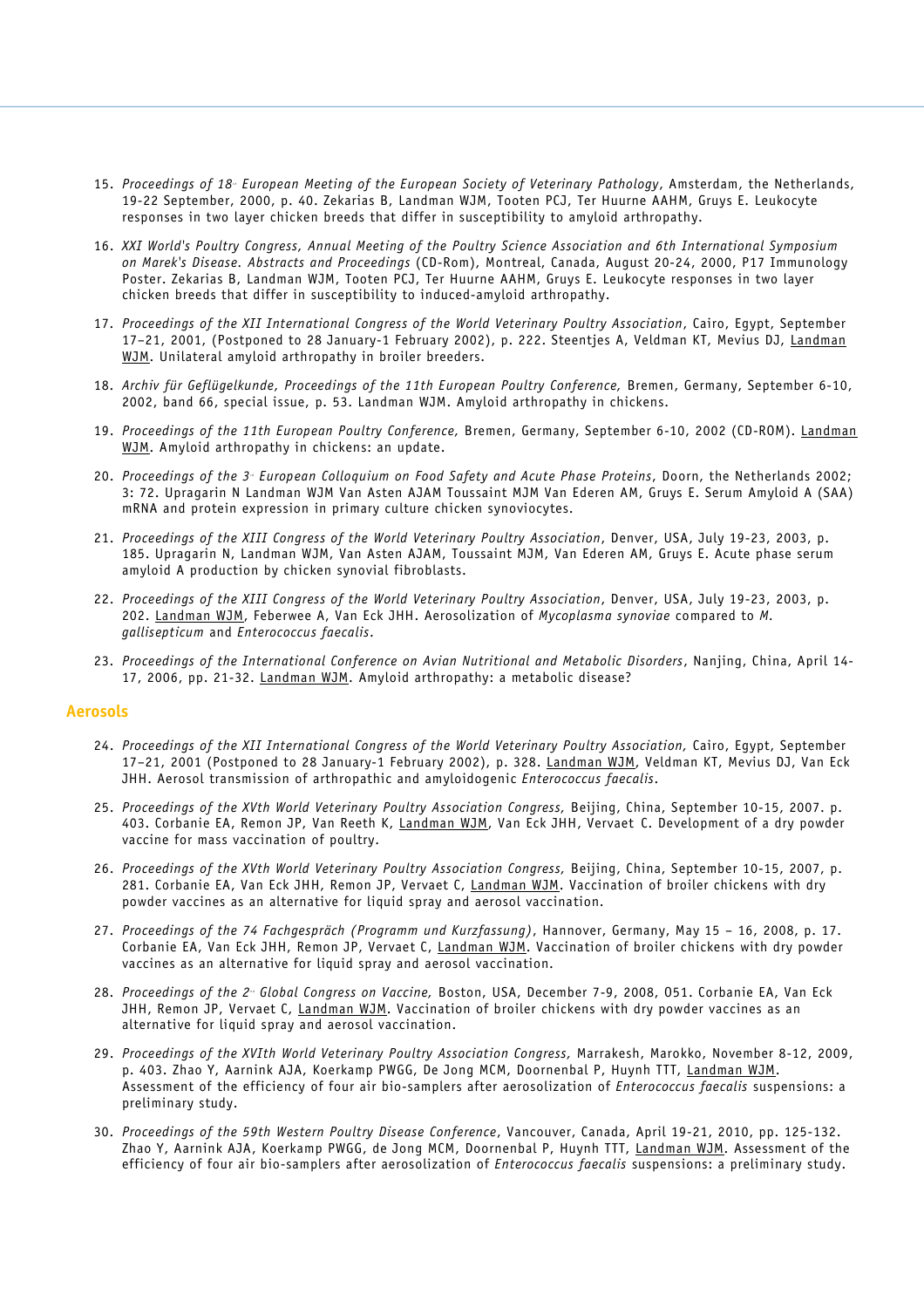15. *Proceedings of 18th European Meeting of the European Society of Veterinary Pathology*, Amsterdam, the Netherlands, 19-22 September, 2000, p. 40. Zekarias B, Landman WJM, Tooten PCJ, Ter Huurne AAHM, Gruys E. Leukocyte responses in two layer chicken breeds that differ in susceptibility to amyloid arthropathy.

16. *XXI World's Poultry Congress, Annual Meeting of the Poultry Science Association and 6th International Symposium on Marek's Disease. Abstracts and Proceedings* (CD-Rom), Montreal, Canada, August 20-24, 2000, P17 Immunology Poster. Zekarias B, Landman WJM, Tooten PCJ, Ter Huurne AAHM, Gruys E. Leukocyte responses in two layer chicken breeds that differ in susceptibility to induced-amyloid arthropathy.

17. *Proceedings of the XII International Congress of the World Veterinary Poultry Association*, Cairo, Egypt, September 17–21, 2001, (Postponed to 28 January-1 February 2002), p. 222. Steentjes A, Veldman KT, Mevius DJ, Landman WJM. Unilateral amyloid arthropathy in broiler breeders.

18. *Archiv für Geflügelkunde, Proceedings of the 11th European Poultry Conference,* Bremen, Germany, September 6-10, 2002, band 66, special issue, p. 53. Landman WJM. Amyloid arthropathy in chickens.

19. *Proceedings of the 11th European Poultry Conference,* Bremen, Germany, September 6-10, 2002 (CD-ROM). Landman WJM. Amyloid arthropathy in chickens: an update.

20. *Proceedings of the 3rd European Colloquium on Food Safety and Acute Phase Proteins*, Doorn, the Netherlands 2002; 3: 72. Upragarin N Landman WJM Van Asten AJAM Toussaint MJM Van Ederen AM, Gruys E. Serum Amyloid A (SAA) mRNA and protein expression in primary culture chicken synoviocytes.

21. *Proceedings of the XIII Congress of the World Veterinary Poultry Association*, Denver, USA, July 19-23, 2003, p. 185. Upragarin N, Landman WJM, Van Asten AJAM, Toussaint MJM, Van Ederen AM, Gruys E. Acute phase serum amyloid A production by chicken synovial fibroblasts.

22. *Proceedings of the XIII Congress of the World Veterinary Poultry Association*, Denver, USA, July 19-23, 2003, p. 202. Landman WJM, Feberwee A, Van Eck JHH. Aerosolization of *Mycoplasma synoviae* compared to *M. gallisepticum* and *Enterococcus faecalis*.

23. *Proceedings of the International Conference on Avian Nutritional and Metabolic Disorders*, Nanjing, China, April 14-17, 2006, pp. 21-32. Landman WJM. Amyloid arthopathy: a metabolic disease?

## Aerosols

24. *Proceedings of the XII International Congress of the World Veterinary Poultry Association,* Cairo, Egypt, September 17–21, 2001 (Postponed to 28 January-1 February 2002), p. 328. Landman WJM, Veldman KT, Mevius DJ, Van Eck JHH. Aerosol transmission of arthropathic and amyloidogenic *Enterococcus faecalis*.

25. *Proceedings of the XVth World Veterinary Poultry Association Congress,* Beijing, China, September 10-15, 2007. p. 403. Corbanie EA, Remon JP, Van Reeth K, Landman WJM, Van Eck JHH, Vervaet C. Development of a dry powder vaccine for mass vaccination of poultry.

26. *Proceedings of the XVth World Veterinary Poultry Association Congress,* Beijing, China, September 10-15, 2007, p. 281. Corbanie EA, Van Eck JHH, Remon JP, Vervaet C, Landman WJM. Vaccination of broiler chickens with dry powder vaccines as an alternative for liquid spray and aerosol vaccination.

27. *Proceedings of the 74 Fachgespräch (Programm und Kurzfassung)*, Hannover, Germany, May 15 – 16, 2008, p. 17. Corbanie EA, Van Eck JHH, Remon JP, Vervaet C, Landman WJM. Vaccination of broiler chickens with dry powder vaccines as an alternative for liquid spray and aerosol vaccination.

28. *Proceedings of the 2nd Global Congress on Vaccine,* Boston, USA, December 7-9, 2008, O51. Corbanie EA, Van Eck JHH, Remon JP, Vervaet C, Landman WJM. Vaccination of broiler chickens with dry powder vaccines as an alternative for liquid spray and aerosol vaccination.

29. *Proceedings of the XVIth World Veterinary Poultry Association Congress,* Marrakesh, Marokko, November 8-12, 2009, p. 403. Zhao Y, Aarnink AJA, Koerkamp PWGG, De Jong MCM, Doornenbal P, Huynh TTT, Landman WJM. Assessment of the efficiency of four air bio-samplers after aerosolization of *Enterococcus faecalis* suspensions: a preliminary study.

30. *Proceedings of the 59th Western Poultry Disease Conference*, Vancouver, Canada, April 19-21, 2010, pp. 125-132. Zhao Y, Aarnink AJA, Koerkamp PWGG, de Jong MCM, Doornenbal P, Huynh TTT, Landman WJM. Assessment of the efficiency of four air bio-samplers after aerosolization of *Enterococcus faecalis* suspensions: a preliminary study.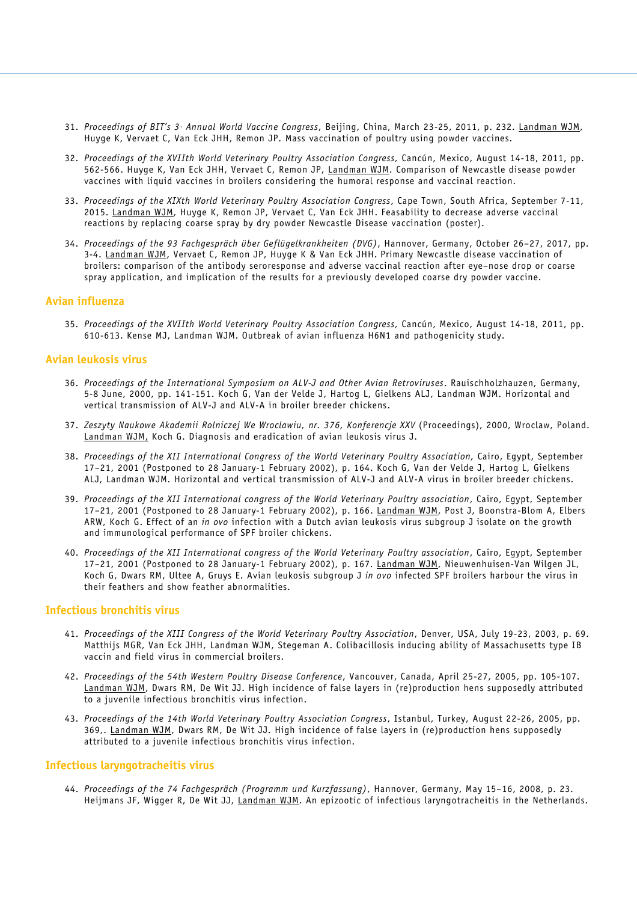31. *Proceedings of BIT's 3rd Annual World Vaccine Congress*, Beijing, China, March 23-25, 2011, p. 232. Landman WJM, Huyge K, Vervaet C, Van Eck JHH, Remon JP. Mass vaccination of poultry using powder vaccines.

32. *Proceedings of the XVIIth World Veterinary Poultry Association Congress,* Cancún, Mexico, August 14-18, 2011, pp. 562-566. Huyge K, Van Eck JHH, Vervaet C, Remon JP, Landman WJM. Comparison of Newcastle disease powder vaccines with liquid vaccines in broilers considering the humoral response and vaccinal reaction.

33. *Proceedings of the XIXth World Veterinary Poultry Association Congress*, Cape Town, South Africa, September 7-11, 2015. Landman WJM, Huyge K, Remon JP, Vervaet C, Van Eck JHH. Feasability to decrease adverse vaccinal reactions by replacing coarse spray by dry powder Newcastle Disease vaccination (poster).

34. *Proceedings of the 93 Fachgespräch über Geflügelkrankheiten (DVG)*, Hannover, Germany, October 26–27, 2017, pp. 3-4. Landman WJM, Vervaet C, Remon JP, Huyge K & Van Eck JHH. Primary Newcastle disease vaccination of broilers: comparison of the antibody seroresponse and adverse vaccinal reaction after eye–nose drop or coarse spray application, and implication of the results for a previously developed coarse dry powder vaccine.

## Avian influenza

35. *Proceedings of the XVIIth World Veterinary Poultry Association Congress,* Cancún, Mexico, August 14-18, 2011, pp. 610-613. Kense MJ, Landman WJM. Outbreak of avian influenza H6N1 and pathogenicity study.

## Avian leukosis virus

36. *Proceedings of the International Symposium on ALV-J and Other Avian Retroviruses*. Rauischholzhausen, Germany, 5-8 June, 2000, pp. 141-151. Koch G, Van der Velde J, Hartog L, Gielkens ALJ, Landman WJM. Horizontal and vertical transmission of ALV-J and ALV-A in broiler breeder chickens.

37. *Zeszyty Naukowe Akademii Rolniczej We Wroclawiu, nr. 376, Konferencje XXV* (Proceedings), 2000, Wroclaw, Poland. Landman WJM, Koch G. Diagnosis and eradication of avian leukosis virus J.

38. *Proceedings of the XII International Congress of the World Veterinary Poultry Association,* Cairo, Egypt, September 17–21, 2001 (Postponed to 28 January-1 February 2002), p. 164. Koch G, Van der Velde J, Hartog L, Gielkens ALJ, Landman WJM. Horizontal and vertical transmission of ALV-J and ALV-A virus in broiler breeder chickens.

39. *Proceedings of the XII International congress of the World Veterinary Poultry association*, Cairo, Egypt, September 17–21, 2001 (Postponed to 28 January-1 February 2002), p. 166. Landman WJM, Post J, Boonstra-Blom A, Elbers ARW, Koch G. Effect of an *in ovo* infection with a Dutch avian leukosis virus subgroup J isolate on the growth and immunological performance of SPF broiler chickens.

40. *Proceedings of the XII International congress of the World Veterinary Poultry association*, Cairo, Egypt, September 17–21, 2001 (Postponed to 28 January-1 February 2002), p. 167. Landman WJM, Nieuwenhuisen-Van Wilgen JL, Koch G, Dwars RM, Ultee A, Gruys E. Avian leukosis subgroup J *in ovo* infected SPF broilers harbour the virus in their feathers and show feather abnormalities.

## Infectious bronchitis virus

41. *Proceedings of the XIII Congress of the World Veterinary Poultry Association*, Denver, USA, July 19-23, 2003, p. 69. Matthijs MGR, Van Eck JHH, Landman WJM, Stegeman A. Colibacillosis inducing ability of Massachusetts type IB vaccin and field virus in commercial broilers.

42. *Proceedings of the 54th Western Poultry Disease Conference*, Vancouver, Canada, April 25-27, 2005, pp. 105-107. Landman WJM, Dwars RM, De Wit JJ. High incidence of false layers in (re)production hens supposedly attributed to a juvenile infectious bronchitis virus infection.

43. *Proceedings of the 14th World Veterinary Poultry Association Congress*, Istanbul, Turkey, August 22-26, 2005, pp. 369,. Landman WJM, Dwars RM, De Wit JJ. High incidence of false layers in (re)production hens supposedly attributed to a juvenile infectious bronchitis virus infection.

## Infectious laryngotracheitis virus

44. *Proceedings of the 74 Fachgespräch (Programm und Kurzfassung)*, Hannover, Germany, May 15–16, 2008, p. 23. Heijmans JF, Wigger R, De Wit JJ, Landman WJM. An epizootic of infectious laryngotracheitis in the Netherlands.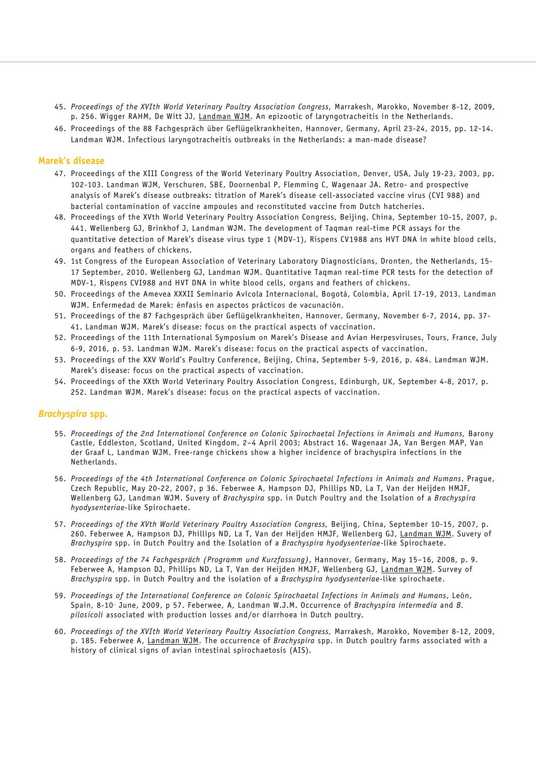45. *Proceedings of the XVIth World Veterinary Poultry Association Congress,* Marrakesh, Marokko, November 8-12, 2009, p. 256. Wigger RAHM, De Witt JJ, Landman WJM. An epizootic of laryngotracheitis in the Netherlands.
46. Proceedings of the 88 Fachgespräch über Geflügelkrankheiten, Hannover, Germany, April 23-24, 2015, pp. 12-14. Landman WJM. Infectious laryngotracheitis outbreaks in the Netherlands: a man-made disease?

## Marek's disease

47. Proceedings of the XIII Congress of the World Veterinary Poultry Association, Denver, USA, July 19-23, 2003, pp. 102-103. Landman WJM, Verschuren, SBE, Doornenbal P, Flemming C, Wagenaar JA. Retro- and prospective analysis of Marek's disease outbreaks: titration of Marek's disease cell-associated vaccine virus (CVI 988) and bacterial contamination of vaccine ampoules and reconstituted vaccine from Dutch hatcheries.
48. Proceedings of the XVth World Veterinary Poultry Association Congress, Beijing, China, September 10-15, 2007, p. 441. Wellenberg GJ, Brinkhof J, Landman WJM. The development of Taqman real-time PCR assays for the quantitative detection of Marek's disease virus type 1 (MDV-1), Rispens CV1988 ans HVT DNA in white blood cells, organs and feathers of chickens.
49. 1st Congress of the European Association of Veterinary Laboratory Diagnosticians, Dronten, the Netherlands, 15-17 September, 2010. Wellenberg GJ, Landman WJM. Quantitative Taqman real-time PCR tests for the detection of MDV-1, Rispens CVI988 and HVT DNA in white blood cells, organs and feathers of chickens.
50. Proceedings of the Amevea XXXII Seminario Avícola Internacional, Bogotá, Colombia, April 17-19, 2013. Landman WJM. Enfermedad de Marek: énfasis en aspectos prácticos de vacunación.
51. Proceedings of the 87 Fachgespräch über Geflügelkrankheiten, Hannover, Germany, November 6-7, 2014, pp. 37-41. Landman WJM. Marek's disease: focus on the practical aspects of vaccination.
52. Proceedings of the 11th International Symposium on Marek's Disease and Avian Herpesviruses, Tours, France, July 6-9, 2016, p. 53. Landman WJM. Marek's disease: focus on the practical aspects of vaccination.
53. Proceedings of the XXV World's Poultry Conference, Beijing, China, September 5-9, 2016, p. 484. Landman WJM. Marek's disease: focus on the practical aspects of vaccination.
54. Proceedings of the XXth World Veterinary Poultry Association Congress, Edinburgh, UK, September 4-8, 2017, p. 252. Landman WJM. Marek's disease: focus on the practical aspects of vaccination.

## *Brachyspira* spp.

55. *Proceedings of the 2nd International Conference on Colonic Spirochaetal Infections in Animals and Humans,* Barony Castle, Eddleston, Scotland, United Kingdom, 2–4 April 2003; Abstract 16. Wagenaar JA, Van Bergen MAP, Van der Graaf L, Landman WJM. Free-range chickens show a higher incidence of brachyspira infections in the Netherlands.
56. *Proceedings of the 4th International Conference on Colonic Spirochaetal Infections in Animals and Humans*. Prague, Czech Republic, May 20-22, 2007, p 36. Feberwee A, Hampson DJ, Phillips ND, La T, Van der Heijden HMJF, Wellenberg GJ, Landman WJM. Suvery of *Brachyspira* spp. in Dutch Poultry and the Isolation of a *Brachyspira hyodysenteriae*-like Spirochaete.
57. *Proceedings of the XVth World Veterinary Poultry Association Congress,* Beijing, China, September 10-15, 2007, p. 260. Feberwee A, Hampson DJ, Phillips ND, La T, Van der Heijden HMJF, Wellenberg GJ, Landman WJM. Suvery of *Brachyspira* spp. in Dutch Poultry and the Isolation of a *Brachyspira hyodysenteriae*-like Spirochaete.
58. *Proceedings of the 74 Fachgespräch (Programm und Kurzfassung)*, Hannover, Germany, May 15–16, 2008, p. 9. Feberwee A, Hampson DJ, Phillips ND, La T, Van der Heijden HMJF, Wellenberg GJ, Landman WJM. Survey of *Brachyspira* spp. in Dutch Poultry and the isolation of a *Brachyspira hyodysenteriae*-like spirochaete.
59. *Proceedings of the International Conference on Colonic Spirochaetal Infections in Animals and Humans*, León, Spain, 8-10th June, 2009, p 57. Feberwee, A, Landman W.J.M. Occurrence of *Brachyspira intermedia* and *B. pilosicoli* associated with production losses and/or diarrhoea in Dutch poultry.
60. *Proceedings of the XVIth World Veterinary Poultry Association Congress,* Marrakesh, Marokko, November 8-12, 2009, p. 185. Feberwee A, Landman WJM. The occurrence of *Brachyspira* spp. in Dutch poultry farms associated with a history of clinical signs of avian intestinal spirochaetosis (AIS).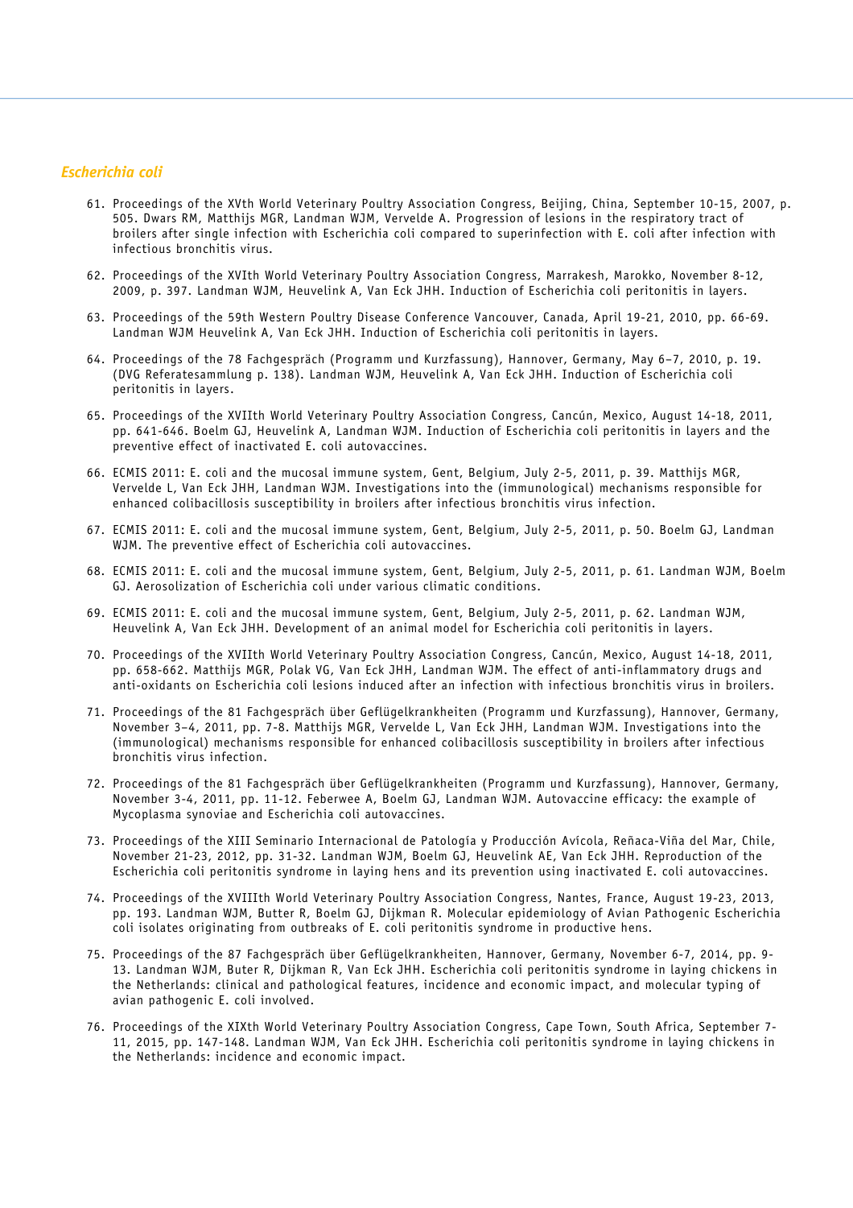## *Escherichia coli*

61. Proceedings of the XVth World Veterinary Poultry Association Congress, Beijing, China, September 10-15, 2007, p. 505. Dwars RM, Matthijs MGR, Landman WJM, Vervelde A. Progression of lesions in the respiratory tract of broilers after single infection with Escherichia coli compared to superinfection with E. coli after infection with infectious bronchitis virus.

62. Proceedings of the XVIth World Veterinary Poultry Association Congress, Marrakesh, Marokko, November 8-12, 2009, p. 397. Landman WJM, Heuvelink A, Van Eck JHH. Induction of Escherichia coli peritonitis in layers.

63. Proceedings of the 59th Western Poultry Disease Conference Vancouver, Canada, April 19-21, 2010, pp. 66-69. Landman WJM Heuvelink A, Van Eck JHH. Induction of Escherichia coli peritonitis in layers.

64. Proceedings of the 78 Fachgespräch (Programm und Kurzfassung), Hannover, Germany, May 6–7, 2010, p. 19. (DVG Referatesammlung p. 138). Landman WJM, Heuvelink A, Van Eck JHH. Induction of Escherichia coli peritonitis in layers.

65. Proceedings of the XVIIth World Veterinary Poultry Association Congress, Cancún, Mexico, August 14-18, 2011, pp. 641-646. Boelm GJ, Heuvelink A, Landman WJM. Induction of Escherichia coli peritonitis in layers and the preventive effect of inactivated E. coli autovaccines.

66. ECMIS 2011: E. coli and the mucosal immune system, Gent, Belgium, July 2-5, 2011, p. 39. Matthijs MGR, Vervelde L, Van Eck JHH, Landman WJM. Investigations into the (immunological) mechanisms responsible for enhanced colibacillosis susceptibility in broilers after infectious bronchitis virus infection.

67. ECMIS 2011: E. coli and the mucosal immune system, Gent, Belgium, July 2-5, 2011, p. 50. Boelm GJ, Landman WJM. The preventive effect of Escherichia coli autovaccines.

68. ECMIS 2011: E. coli and the mucosal immune system, Gent, Belgium, July 2-5, 2011, p. 61. Landman WJM, Boelm GJ. Aerosolization of Escherichia coli under various climatic conditions.

69. ECMIS 2011: E. coli and the mucosal immune system, Gent, Belgium, July 2-5, 2011, p. 62. Landman WJM, Heuvelink A, Van Eck JHH. Development of an animal model for Escherichia coli peritonitis in layers.

70. Proceedings of the XVIIth World Veterinary Poultry Association Congress, Cancún, Mexico, August 14-18, 2011, pp. 658-662. Matthijs MGR, Polak VG, Van Eck JHH, Landman WJM. The effect of anti-inflammatory drugs and anti-oxidants on Escherichia coli lesions induced after an infection with infectious bronchitis virus in broilers.

71. Proceedings of the 81 Fachgespräch über Geflügelkrankheiten (Programm und Kurzfassung), Hannover, Germany, November 3–4, 2011, pp. 7-8. Matthijs MGR, Vervelde L, Van Eck JHH, Landman WJM. Investigations into the (immunological) mechanisms responsible for enhanced colibacillosis susceptibility in broilers after infectious bronchitis virus infection.

72. Proceedings of the 81 Fachgespräch über Geflügelkrankheiten (Programm und Kurzfassung), Hannover, Germany, November 3-4, 2011, pp. 11-12. Feberwee A, Boelm GJ, Landman WJM. Autovaccine efficacy: the example of Mycoplasma synoviae and Escherichia coli autovaccines.

73. Proceedings of the XIII Seminario Internacional de Patología y Producción Avícola, Reñaca-Viña del Mar, Chile, November 21-23, 2012, pp. 31-32. Landman WJM, Boelm GJ, Heuvelink AE, Van Eck JHH. Reproduction of the Escherichia coli peritonitis syndrome in laying hens and its prevention using inactivated E. coli autovaccines.

74. Proceedings of the XVIIIth World Veterinary Poultry Association Congress, Nantes, France, August 19-23, 2013, pp. 193. Landman WJM, Butter R, Boelm GJ, Dijkman R. Molecular epidemiology of Avian Pathogenic Escherichia coli isolates originating from outbreaks of E. coli peritonitis syndrome in productive hens.

75. Proceedings of the 87 Fachgespräch über Geflügelkrankheiten, Hannover, Germany, November 6-7, 2014, pp. 9-13. Landman WJM, Buter R, Dijkman R, Van Eck JHH. Escherichia coli peritonitis syndrome in laying chickens in the Netherlands: clinical and pathological features, incidence and economic impact, and molecular typing of avian pathogenic E. coli involved.

76. Proceedings of the XIXth World Veterinary Poultry Association Congress, Cape Town, South Africa, September 7-11, 2015, pp. 147-148. Landman WJM, Van Eck JHH. Escherichia coli peritonitis syndrome in laying chickens in the Netherlands: incidence and economic impact.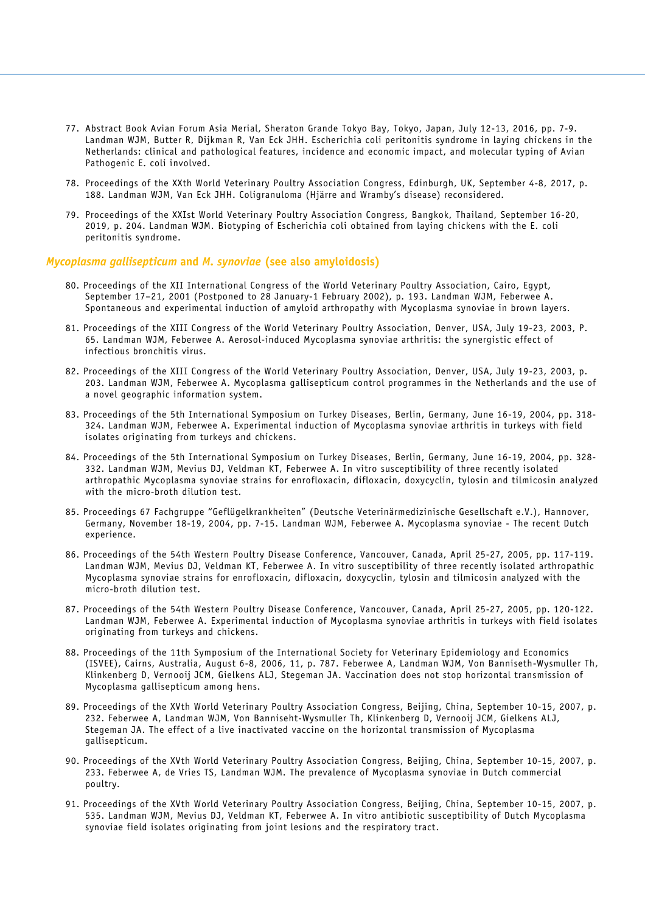77. Abstract Book Avian Forum Asia Merial, Sheraton Grande Tokyo Bay, Tokyo, Japan, July 12-13, 2016, pp. 7-9. Landman WJM, Butter R, Dijkman R, Van Eck JHH. Escherichia coli peritonitis syndrome in laying chickens in the Netherlands: clinical and pathological features, incidence and economic impact, and molecular typing of Avian Pathogenic E. coli involved.

78. Proceedings of the XXth World Veterinary Poultry Association Congress, Edinburgh, UK, September 4-8, 2017, p. 188. Landman WJM, Van Eck JHH. Coligranuloma (Hjärre and Wramby's disease) reconsidered.

79. Proceedings of the XXIst World Veterinary Poultry Association Congress, Bangkok, Thailand, September 16-20, 2019, p. 204. Landman WJM. Biotyping of Escherichia coli obtained from laying chickens with the E. coli peritonitis syndrome.

### *Mycoplasma gallisepticum* and *M. synoviae* (see also amyloidosis)

80. Proceedings of the XII International Congress of the World Veterinary Poultry Association, Cairo, Egypt, September 17–21, 2001 (Postponed to 28 January-1 February 2002), p. 193. Landman WJM, Feberwee A. Spontaneous and experimental induction of amyloid arthropathy with Mycoplasma synoviae in brown layers.

81. Proceedings of the XIII Congress of the World Veterinary Poultry Association, Denver, USA, July 19-23, 2003, P. 65. Landman WJM, Feberwee A. Aerosol-induced Mycoplasma synoviae arthritis: the synergistic effect of infectious bronchitis virus.

82. Proceedings of the XIII Congress of the World Veterinary Poultry Association, Denver, USA, July 19-23, 2003, p. 203. Landman WJM, Feberwee A. Mycoplasma gallisepticum control programmes in the Netherlands and the use of a novel geographic information system.

83. Proceedings of the 5th International Symposium on Turkey Diseases, Berlin, Germany, June 16-19, 2004, pp. 318-324. Landman WJM, Feberwee A. Experimental induction of Mycoplasma synoviae arthritis in turkeys with field isolates originating from turkeys and chickens.

84. Proceedings of the 5th International Symposium on Turkey Diseases, Berlin, Germany, June 16-19, 2004, pp. 328-332. Landman WJM, Mevius DJ, Veldman KT, Feberwee A. In vitro susceptibility of three recently isolated arthropathic Mycoplasma synoviae strains for enrofloxacin, difloxacin, doxycyclin, tylosin and tilmicosin analyzed with the micro-broth dilution test.

85. Proceedings 67 Fachgruppe "Geflügelkrankheiten" (Deutsche Veterinärmedizinische Gesellschaft e.V.), Hannover, Germany, November 18-19, 2004, pp. 7-15. Landman WJM, Feberwee A. Mycoplasma synoviae - The recent Dutch experience.

86. Proceedings of the 54th Western Poultry Disease Conference, Vancouver, Canada, April 25-27, 2005, pp. 117-119. Landman WJM, Mevius DJ, Veldman KT, Feberwee A. In vitro susceptibility of three recently isolated arthropathic Mycoplasma synoviae strains for enrofloxacin, difloxacin, doxycyclin, tylosin and tilmicosin analyzed with the micro-broth dilution test.

87. Proceedings of the 54th Western Poultry Disease Conference, Vancouver, Canada, April 25-27, 2005, pp. 120-122. Landman WJM, Feberwee A. Experimental induction of Mycoplasma synoviae arthritis in turkeys with field isolates originating from turkeys and chickens.

88. Proceedings of the 11th Symposium of the International Society for Veterinary Epidemiology and Economics (ISVEE), Cairns, Australia, August 6-8, 2006, 11, p. 787. Feberwee A, Landman WJM, Von Banniseth-Wysmuller Th, Klinkenberg D, Vernooij JCM, Gielkens ALJ, Stegeman JA. Vaccination does not stop horizontal transmission of Mycoplasma gallisepticum among hens.

89. Proceedings of the XVth World Veterinary Poultry Association Congress, Beijing, China, September 10-15, 2007, p. 232. Feberwee A, Landman WJM, Von Banniseht-Wysmuller Th, Klinkenberg D, Vernooij JCM, Gielkens ALJ, Stegeman JA. The effect of a live inactivated vaccine on the horizontal transmission of Mycoplasma gallisepticum.

90. Proceedings of the XVth World Veterinary Poultry Association Congress, Beijing, China, September 10-15, 2007, p. 233. Feberwee A, de Vries TS, Landman WJM. The prevalence of Mycoplasma synoviae in Dutch commercial poultry.

91. Proceedings of the XVth World Veterinary Poultry Association Congress, Beijing, China, September 10-15, 2007, p. 535. Landman WJM, Mevius DJ, Veldman KT, Feberwee A. In vitro antibiotic susceptibility of Dutch Mycoplasma synoviae field isolates originating from joint lesions and the respiratory tract.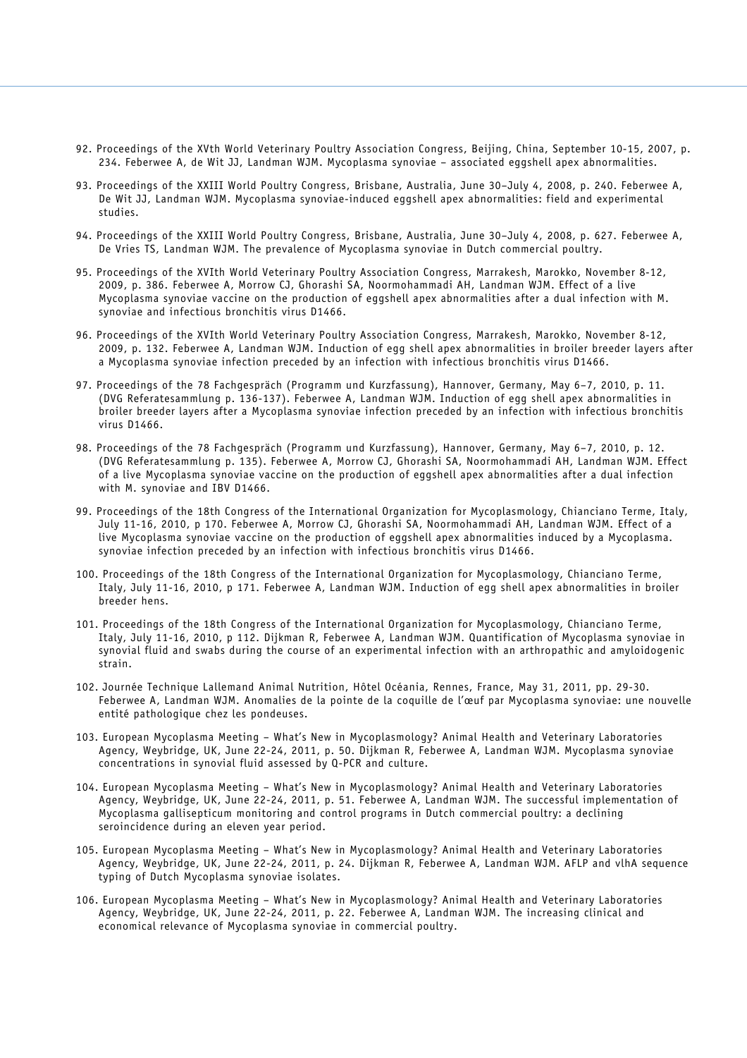92. Proceedings of the XVth World Veterinary Poultry Association Congress, Beijing, China, September 10-15, 2007, p. 234. Feberwee A, de Wit JJ, Landman WJM. Mycoplasma synoviae – associated eggshell apex abnormalities.

93. Proceedings of the XXIII World Poultry Congress, Brisbane, Australia, June 30–July 4, 2008, p. 240. Feberwee A, De Wit JJ, Landman WJM. Mycoplasma synoviae-induced eggshell apex abnormalities: field and experimental studies.

94. Proceedings of the XXIII World Poultry Congress, Brisbane, Australia, June 30–July 4, 2008, p. 627. Feberwee A, De Vries TS, Landman WJM. The prevalence of Mycoplasma synoviae in Dutch commercial poultry.

95. Proceedings of the XVIth World Veterinary Poultry Association Congress, Marrakesh, Marokko, November 8-12, 2009, p. 386. Feberwee A, Morrow CJ, Ghorashi SA, Noormohammadi AH, Landman WJM. Effect of a live Mycoplasma synoviae vaccine on the production of eggshell apex abnormalities after a dual infection with M. synoviae and infectious bronchitis virus D1466.

96. Proceedings of the XVIth World Veterinary Poultry Association Congress, Marrakesh, Marokko, November 8-12, 2009, p. 132. Feberwee A, Landman WJM. Induction of egg shell apex abnormalities in broiler breeder layers after a Mycoplasma synoviae infection preceded by an infection with infectious bronchitis virus D1466.

97. Proceedings of the 78 Fachgespräch (Programm und Kurzfassung), Hannover, Germany, May 6–7, 2010, p. 11. (DVG Referatesammlung p. 136-137). Feberwee A, Landman WJM. Induction of egg shell apex abnormalities in broiler breeder layers after a Mycoplasma synoviae infection preceded by an infection with infectious bronchitis virus D1466.

98. Proceedings of the 78 Fachgespräch (Programm und Kurzfassung), Hannover, Germany, May 6–7, 2010, p. 12. (DVG Referatesammlung p. 135). Feberwee A, Morrow CJ, Ghorashi SA, Noormohammadi AH, Landman WJM. Effect of a live Mycoplasma synoviae vaccine on the production of eggshell apex abnormalities after a dual infection with M. synoviae and IBV D1466.

99. Proceedings of the 18th Congress of the International Organization for Mycoplasmology, Chianciano Terme, Italy, July 11-16, 2010, p 170. Feberwee A, Morrow CJ, Ghorashi SA, Noormohammadi AH, Landman WJM. Effect of a live Mycoplasma synoviae vaccine on the production of eggshell apex abnormalities induced by a Mycoplasma. synoviae infection preceded by an infection with infectious bronchitis virus D1466.

100. Proceedings of the 18th Congress of the International Organization for Mycoplasmology, Chianciano Terme, Italy, July 11-16, 2010, p 171. Feberwee A, Landman WJM. Induction of egg shell apex abnormalities in broiler breeder hens.

101. Proceedings of the 18th Congress of the International Organization for Mycoplasmology, Chianciano Terme, Italy, July 11-16, 2010, p 112. Dijkman R, Feberwee A, Landman WJM. Quantification of Mycoplasma synoviae in synovial fluid and swabs during the course of an experimental infection with an arthropathic and amyloidogenic strain.

102. Journée Technique Lallemand Animal Nutrition, Hôtel Océania, Rennes, France, May 31, 2011, pp. 29-30. Feberwee A, Landman WJM. Anomalies de la pointe de la coquille de l'œuf par Mycoplasma synoviae: une nouvelle entité pathologique chez les pondeuses.

103. European Mycoplasma Meeting – What's New in Mycoplasmology? Animal Health and Veterinary Laboratories Agency, Weybridge, UK, June 22-24, 2011, p. 50. Dijkman R, Feberwee A, Landman WJM. Mycoplasma synoviae concentrations in synovial fluid assessed by Q-PCR and culture.

104. European Mycoplasma Meeting – What's New in Mycoplasmology? Animal Health and Veterinary Laboratories Agency, Weybridge, UK, June 22-24, 2011, p. 51. Feberwee A, Landman WJM. The successful implementation of Mycoplasma gallisepticum monitoring and control programs in Dutch commercial poultry: a declining seroincidence during an eleven year period.

105. European Mycoplasma Meeting – What's New in Mycoplasmology? Animal Health and Veterinary Laboratories Agency, Weybridge, UK, June 22-24, 2011, p. 24. Dijkman R, Feberwee A, Landman WJM. AFLP and vlhA sequence typing of Dutch Mycoplasma synoviae isolates.

106. European Mycoplasma Meeting – What's New in Mycoplasmology? Animal Health and Veterinary Laboratories Agency, Weybridge, UK, June 22-24, 2011, p. 22. Feberwee A, Landman WJM. The increasing clinical and economical relevance of Mycoplasma synoviae in commercial poultry.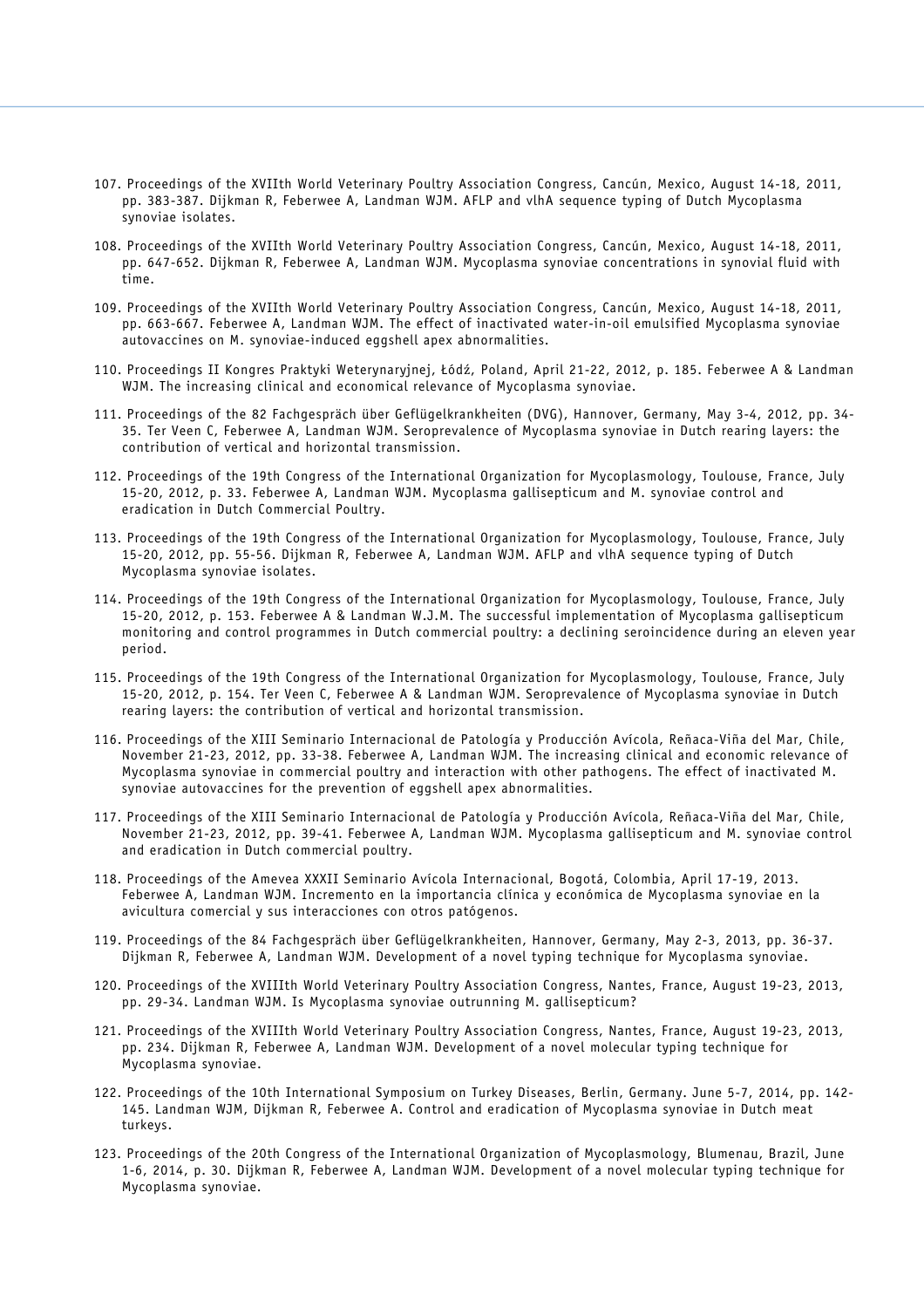107. Proceedings of the XVIIth World Veterinary Poultry Association Congress, Cancún, Mexico, August 14-18, 2011, pp. 383-387. Dijkman R, Feberwee A, Landman WJM. AFLP and vlhA sequence typing of Dutch Mycoplasma synoviae isolates.

108. Proceedings of the XVIIth World Veterinary Poultry Association Congress, Cancún, Mexico, August 14-18, 2011, pp. 647-652. Dijkman R, Feberwee A, Landman WJM. Mycoplasma synoviae concentrations in synovial fluid with time.

109. Proceedings of the XVIIth World Veterinary Poultry Association Congress, Cancún, Mexico, August 14-18, 2011, pp. 663-667. Feberwee A, Landman WJM. The effect of inactivated water-in-oil emulsified Mycoplasma synoviae autovaccines on M. synoviae-induced eggshell apex abnormalities.

110. Proceedings II Kongres Praktyki Weterynaryjnej, Łódź, Poland, April 21-22, 2012, p. 185. Feberwee A & Landman WJM. The increasing clinical and economical relevance of Mycoplasma synoviae.

111. Proceedings of the 82 Fachgespräch über Geflügelkrankheiten (DVG), Hannover, Germany, May 3-4, 2012, pp. 34-35. Ter Veen C, Feberwee A, Landman WJM. Seroprevalence of Mycoplasma synoviae in Dutch rearing layers: the contribution of vertical and horizontal transmission.

112. Proceedings of the 19th Congress of the International Organization for Mycoplasmology, Toulouse, France, July 15-20, 2012, p. 33. Feberwee A, Landman WJM. Mycoplasma gallisepticum and M. synoviae control and eradication in Dutch Commercial Poultry.

113. Proceedings of the 19th Congress of the International Organization for Mycoplasmology, Toulouse, France, July 15-20, 2012, pp. 55-56. Dijkman R, Feberwee A, Landman WJM. AFLP and vlhA sequence typing of Dutch Mycoplasma synoviae isolates.

114. Proceedings of the 19th Congress of the International Organization for Mycoplasmology, Toulouse, France, July 15-20, 2012, p. 153. Feberwee A & Landman W.J.M. The successful implementation of Mycoplasma gallisepticum monitoring and control programmes in Dutch commercial poultry: a declining seroincidence during an eleven year period.

115. Proceedings of the 19th Congress of the International Organization for Mycoplasmology, Toulouse, France, July 15-20, 2012, p. 154. Ter Veen C, Feberwee A & Landman WJM. Seroprevalence of Mycoplasma synoviae in Dutch rearing layers: the contribution of vertical and horizontal transmission.

116. Proceedings of the XIII Seminario Internacional de Patología y Producción Avícola, Reñaca-Viña del Mar, Chile, November 21-23, 2012, pp. 33-38. Feberwee A, Landman WJM. The increasing clinical and economic relevance of Mycoplasma synoviae in commercial poultry and interaction with other pathogens. The effect of inactivated M. synoviae autovaccines for the prevention of eggshell apex abnormalities.

117. Proceedings of the XIII Seminario Internacional de Patología y Producción Avícola, Reñaca-Viña del Mar, Chile, November 21-23, 2012, pp. 39-41. Feberwee A, Landman WJM. Mycoplasma gallisepticum and M. synoviae control and eradication in Dutch commercial poultry.

118. Proceedings of the Amevea XXXII Seminario Avícola Internacional, Bogotá, Colombia, April 17-19, 2013. Feberwee A, Landman WJM. Incremento en la importancia clínica y económica de Mycoplasma synoviae en la avicultura comercial y sus interacciones con otros patógenos.

119. Proceedings of the 84 Fachgespräch über Geflügelkrankheiten, Hannover, Germany, May 2-3, 2013, pp. 36-37. Dijkman R, Feberwee A, Landman WJM. Development of a novel typing technique for Mycoplasma synoviae.

120. Proceedings of the XVIIIth World Veterinary Poultry Association Congress, Nantes, France, August 19-23, 2013, pp. 29-34. Landman WJM. Is Mycoplasma synoviae outrunning M. gallisepticum?

121. Proceedings of the XVIIIth World Veterinary Poultry Association Congress, Nantes, France, August 19-23, 2013, pp. 234. Dijkman R, Feberwee A, Landman WJM. Development of a novel molecular typing technique for Mycoplasma synoviae.

122. Proceedings of the 10th International Symposium on Turkey Diseases, Berlin, Germany. June 5-7, 2014, pp. 142-145. Landman WJM, Dijkman R, Feberwee A. Control and eradication of Mycoplasma synoviae in Dutch meat turkeys.

123. Proceedings of the 20th Congress of the International Organization of Mycoplasmology, Blumenau, Brazil, June 1-6, 2014, p. 30. Dijkman R, Feberwee A, Landman WJM. Development of a novel molecular typing technique for Mycoplasma synoviae.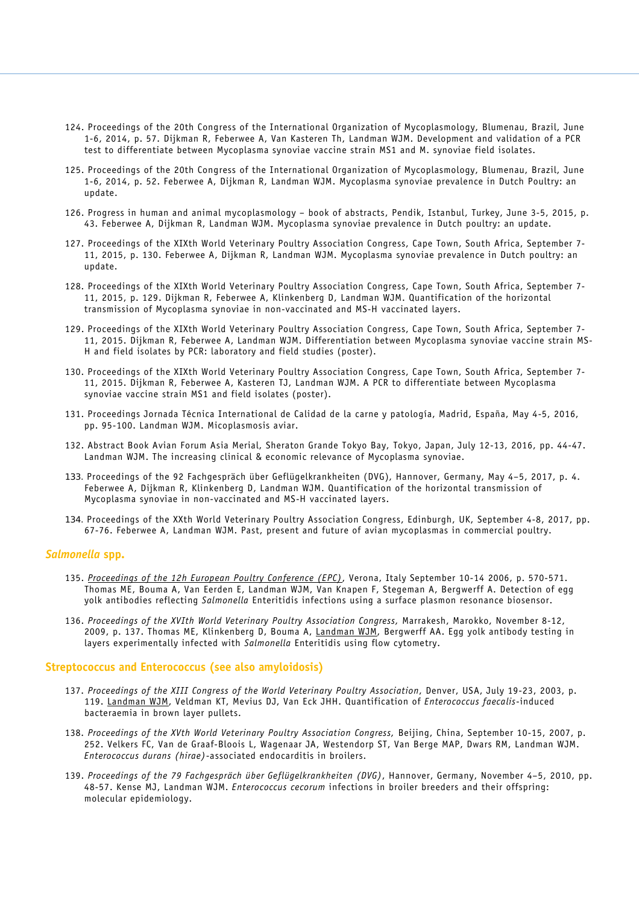124. Proceedings of the 20th Congress of the International Organization of Mycoplasmology, Blumenau, Brazil, June 1-6, 2014, p. 57. Dijkman R, Feberwee A, Van Kasteren Th, Landman WJM. Development and validation of a PCR test to differentiate between Mycoplasma synoviae vaccine strain MS1 and M. synoviae field isolates.

125. Proceedings of the 20th Congress of the International Organization of Mycoplasmology, Blumenau, Brazil, June 1-6, 2014, p. 52. Feberwee A, Dijkman R, Landman WJM. Mycoplasma synoviae prevalence in Dutch Poultry: an update.

126. Progress in human and animal mycoplasmology – book of abstracts, Pendik, Istanbul, Turkey, June 3-5, 2015, p. 43. Feberwee A, Dijkman R, Landman WJM. Mycoplasma synoviae prevalence in Dutch poultry: an update.

127. Proceedings of the XIXth World Veterinary Poultry Association Congress, Cape Town, South Africa, September 7-11, 2015, p. 130. Feberwee A, Dijkman R, Landman WJM. Mycoplasma synoviae prevalence in Dutch poultry: an update.

128. Proceedings of the XIXth World Veterinary Poultry Association Congress, Cape Town, South Africa, September 7-11, 2015, p. 129. Dijkman R, Feberwee A, Klinkenberg D, Landman WJM. Quantification of the horizontal transmission of Mycoplasma synoviae in non-vaccinated and MS-H vaccinated layers.

129. Proceedings of the XIXth World Veterinary Poultry Association Congress, Cape Town, South Africa, September 7-11, 2015. Dijkman R, Feberwee A, Landman WJM. Differentiation between Mycoplasma synoviae vaccine strain MS-H and field isolates by PCR: laboratory and field studies (poster).

130. Proceedings of the XIXth World Veterinary Poultry Association Congress, Cape Town, South Africa, September 7-11, 2015. Dijkman R, Feberwee A, Kasteren TJ, Landman WJM. A PCR to differentiate between Mycoplasma synoviae vaccine strain MS1 and field isolates (poster).

131. Proceedings Jornada Técnica International de Calidad de la carne y patología, Madrid, España, May 4-5, 2016, pp. 95-100. Landman WJM. Micoplasmosis aviar.

132. Abstract Book Avian Forum Asia Merial, Sheraton Grande Tokyo Bay, Tokyo, Japan, July 12-13, 2016, pp. 44-47. Landman WJM. The increasing clinical & economic relevance of Mycoplasma synoviae.

133. Proceedings of the 92 Fachgespräch über Geflügelkrankheiten (DVG), Hannover, Germany, May 4–5, 2017, p. 4. Feberwee A, Dijkman R, Klinkenberg D, Landman WJM. Quantification of the horizontal transmission of Mycoplasma synoviae in non-vaccinated and MS-H vaccinated layers.

134. Proceedings of the XXth World Veterinary Poultry Association Congress, Edinburgh, UK, September 4-8, 2017, pp. 67-76. Feberwee A, Landman WJM. Past, present and future of avian mycoplasmas in commercial poultry.

### *Salmonella* spp.

135. *Proceedings of the 12h European Poultry Conference (EPC)*, Verona, Italy September 10-14 2006, p. 570-571. Thomas ME, Bouma A, Van Eerden E, Landman WJM, Van Knapen F, Stegeman A, Bergwerff A. Detection of egg yolk antibodies reflecting *Salmonella* Enteritidis infections using a surface plasmon resonance biosensor.

136. *Proceedings of the XVIth World Veterinary Poultry Association Congress*, Marrakesh, Marokko, November 8-12, 2009, p. 137. Thomas ME, Klinkenberg D, Bouma A, Landman WJM, Bergwerff AA. Egg yolk antibody testing in layers experimentally infected with *Salmonella* Enteritidis using flow cytometry.

### Streptococcus and Enterococcus (see also amyloidosis)

137. *Proceedings of the XIII Congress of the World Veterinary Poultry Association*, Denver, USA, July 19-23, 2003, p. 119. Landman WJM, Veldman KT, Mevius DJ, Van Eck JHH. Quantification of *Enterococcus faecalis*-induced bacteraemia in brown layer pullets.

138. *Proceedings of the XVth World Veterinary Poultry Association Congress,* Beijing, China, September 10-15, 2007, p. 252. Velkers FC, Van de Graaf-Bloois L, Wagenaar JA, Westendorp ST, Van Berge MAP, Dwars RM, Landman WJM. *Enterococcus durans (hirae)*-associated endocarditis in broilers.

139. *Proceedings of the 79 Fachgespräch über Geflügelkrankheiten (DVG)*, Hannover, Germany, November 4–5, 2010, pp. 48-57. Kense MJ, Landman WJM. *Enterococcus cecorum* infections in broiler breeders and their offspring: molecular epidemiology.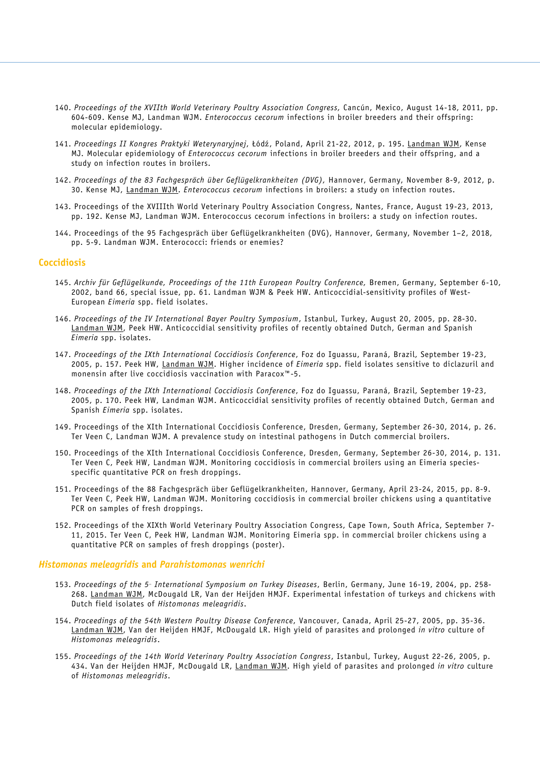140. *Proceedings of the XVIIth World Veterinary Poultry Association Congress,* Cancún, Mexico, August 14-18, 2011, pp. 604-609. Kense MJ, Landman WJM. *Enterococcus cecorum* infections in broiler breeders and their offspring: molecular epidemiology.

141. *Proceedings II Kongres Praktyki Weterynaryjnej*, Łódź, Poland, April 21-22, 2012, p. 195. Landman WJM, Kense MJ. Molecular epidemiology of *Enterococcus cecorum* infections in broiler breeders and their offspring, and a study on infection routes in broilers.

142. *Proceedings of the 83 Fachgespräch über Geflügelkrankheiten (DVG),* Hannover, Germany, November 8-9, 2012, p. 30. Kense MJ, Landman WJM. *Enterococcus cecorum* infections in broilers: a study on infection routes.

143. Proceedings of the XVIIIth World Veterinary Poultry Association Congress, Nantes, France, August 19-23, 2013, pp. 192. Kense MJ, Landman WJM. Enterococcus cecorum infections in broilers: a study on infection routes.

144. Proceedings of the 95 Fachgespräch über Geflügelkrankheiten (DVG), Hannover, Germany, November 1–2, 2018, pp. 5-9. Landman WJM. Enterococci: friends or enemies?

## Coccidiosis

145. *Archiv für Geflügelkunde, Proceedings of the 11th European Poultry Conference,* Bremen, Germany, September 6-10, 2002, band 66, special issue, pp. 61. Landman WJM & Peek HW. Anticoccidial-sensitivity profiles of West-European *Eimeria* spp. field isolates.

146. *Proceedings of the IV International Bayer Poultry Symposium*, Istanbul, Turkey, August 20, 2005, pp. 28-30. Landman WJM, Peek HW. Anticoccidial sensitivity profiles of recently obtained Dutch, German and Spanish *Eimeria* spp. isolates.

147. *Proceedings of the IXth International Coccidiosis Conference*, Foz do Iguassu, Paraná, Brazil, September 19-23, 2005, p. 157. Peek HW, Landman WJM. Higher incidence of *Eimeria* spp. field isolates sensitive to diclazuril and monensin after live coccidiosis vaccination with Paracox™-5.

148. *Proceedings of the IXth International Coccidiosis Conference*, Foz do Iguassu, Paraná, Brazil, September 19-23, 2005, p. 170. Peek HW, Landman WJM. Anticoccidial sensitivity profiles of recently obtained Dutch, German and Spanish *Eimeria* spp. isolates.

149. Proceedings of the XIth International Coccidiosis Conference, Dresden, Germany, September 26-30, 2014, p. 26. Ter Veen C, Landman WJM. A prevalence study on intestinal pathogens in Dutch commercial broilers.

150. Proceedings of the XIth International Coccidiosis Conference, Dresden, Germany, September 26-30, 2014, p. 131. Ter Veen C, Peek HW, Landman WJM. Monitoring coccidiosis in commercial broilers using an Eimeria species-specific quantitative PCR on fresh droppings.

151. Proceedings of the 88 Fachgespräch über Geflügelkrankheiten, Hannover, Germany, April 23-24, 2015, pp. 8-9. Ter Veen C, Peek HW, Landman WJM. Monitoring coccidiosis in commercial broiler chickens using a quantitative PCR on samples of fresh droppings.

152. Proceedings of the XIXth World Veterinary Poultry Association Congress, Cape Town, South Africa, September 7-11, 2015. Ter Veen C, Peek HW, Landman WJM. Monitoring Eimeria spp. in commercial broiler chickens using a quantitative PCR on samples of fresh droppings (poster).

## *Histomonas meleagridis* and *Parahistomonas wenrichi*

153. *Proceedings of the 5th International Symposium on Turkey Diseases*, Berlin, Germany, June 16-19, 2004, pp. 258-268. Landman WJM, McDougald LR, Van der Heijden HMJF. Experimental infestation of turkeys and chickens with Dutch field isolates of *Histomonas meleagridis*.

154. *Proceedings of the 54th Western Poultry Disease Conference*, Vancouver, Canada, April 25-27, 2005, pp. 35-36. Landman WJM, Van der Heijden HMJF, McDougald LR. High yield of parasites and prolonged *in vitro* culture of *Histomonas meleagridis*.

155. *Proceedings of the 14th World Veterinary Poultry Association Congress*, Istanbul, Turkey, August 22-26, 2005, p. 434. Van der Heijden HMJF, McDougald LR, Landman WJM. High yield of parasites and prolonged *in vitro* culture of *Histomonas meleagridis*.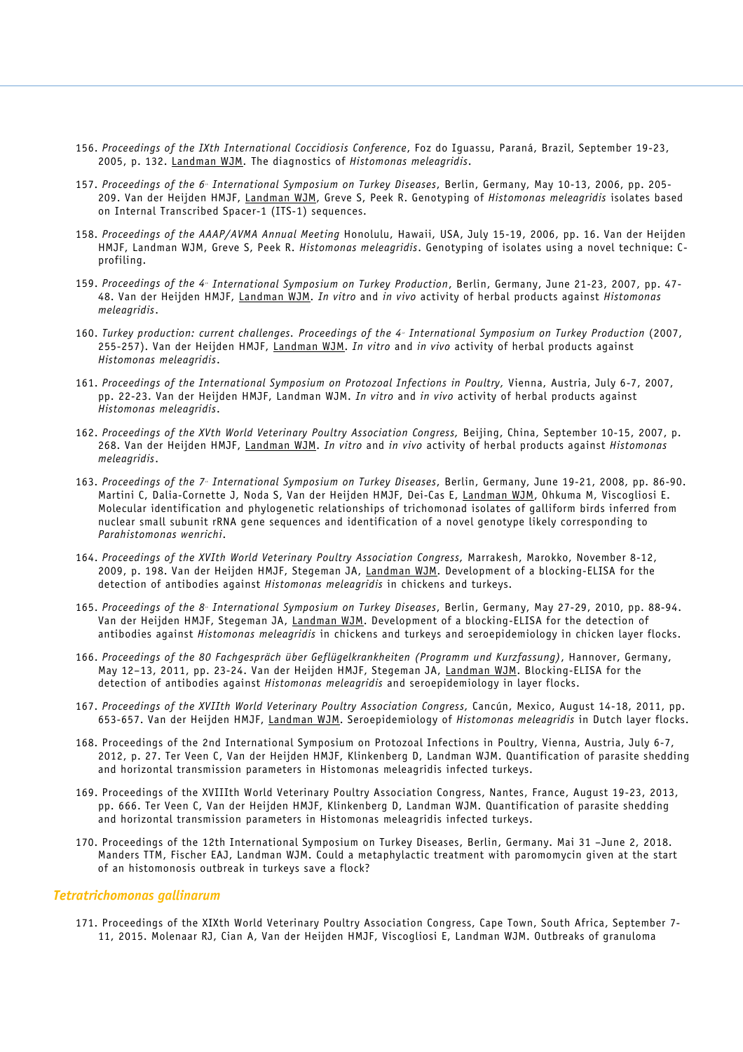156. *Proceedings of the IXth International Coccidiosis Conference*, Foz do Iguassu, Paraná, Brazil, September 19-23, 2005, p. 132. Landman WJM. The diagnostics of *Histomonas meleagridis*.

157. *Proceedings of the 6th International Symposium on Turkey Diseases*, Berlin, Germany, May 10-13, 2006, pp. 205-209. Van der Heijden HMJF, Landman WJM, Greve S, Peek R. Genotyping of *Histomonas meleagridis* isolates based on Internal Transcribed Spacer-1 (ITS-1) sequences.

158. *Proceedings of the AAAP/AVMA Annual Meeting* Honolulu, Hawaii, USA, July 15-19, 2006, pp. 16. Van der Heijden HMJF, Landman WJM, Greve S, Peek R. *Histomonas meleagridis*. Genotyping of isolates using a novel technique: C-profiling.

159. *Proceedings of the 4th International Symposium on Turkey Production*, Berlin, Germany, June 21-23, 2007, pp. 47-48. Van der Heijden HMJF, Landman WJM. *In vitro* and *in vivo* activity of herbal products against *Histomonas meleagridis*.

160. *Turkey production: current challenges. Proceedings of the 4th International Symposium on Turkey Production* (2007, 255-257). Van der Heijden HMJF, Landman WJM. *In vitro* and *in vivo* activity of herbal products against *Histomonas meleagridis*.

161. *Proceedings of the International Symposium on Protozoal Infections in Poultry,* Vienna, Austria, July 6-7, 2007, pp. 22-23. Van der Heijden HMJF, Landman WJM. *In vitro* and *in vivo* activity of herbal products against *Histomonas meleagridis*.

162. *Proceedings of the XVth World Veterinary Poultry Association Congress,* Beijing, China, September 10-15, 2007, p. 268. Van der Heijden HMJF, Landman WJM. *In vitro* and *in vivo* activity of herbal products against *Histomonas meleagridis*.

163. *Proceedings of the 7th International Symposium on Turkey Diseases*, Berlin, Germany, June 19-21, 2008, pp. 86-90. Martini C, Dalia-Cornette J, Noda S, Van der Heijden HMJF, Dei-Cas E, Landman WJM, Ohkuma M, Viscogliosi E. Molecular identification and phylogenetic relationships of trichomonad isolates of galliform birds inferred from nuclear small subunit rRNA gene sequences and identification of a novel genotype likely corresponding to *Parahistomonas wenrichi*.

164. *Proceedings of the XVIth World Veterinary Poultry Association Congress,* Marrakesh, Marokko, November 8-12, 2009, p. 198. Van der Heijden HMJF, Stegeman JA, Landman WJM. Development of a blocking-ELISA for the detection of antibodies against *Histomonas meleagridis* in chickens and turkeys.

165. *Proceedings of the 8th International Symposium on Turkey Diseases*, Berlin, Germany, May 27-29, 2010, pp. 88-94. Van der Heijden HMJF, Stegeman JA, Landman WJM. Development of a blocking-ELISA for the detection of antibodies against *Histomonas meleagridis* in chickens and turkeys and seroepidemiology in chicken layer flocks.

166. *Proceedings of the 80 Fachgespräch über Geflügelkrankheiten (Programm und Kurzfassung)*, Hannover, Germany, May 12–13, 2011, pp. 23-24. Van der Heijden HMJF, Stegeman JA, Landman WJM. Blocking-ELISA for the detection of antibodies against *Histomonas meleagridis* and seroepidemiology in layer flocks.

167. *Proceedings of the XVIIth World Veterinary Poultry Association Congress,* Cancún, Mexico, August 14-18, 2011, pp. 653-657. Van der Heijden HMJF, Landman WJM. Seroepidemiology of *Histomonas meleagridis* in Dutch layer flocks.

168. Proceedings of the 2nd International Symposium on Protozoal Infections in Poultry, Vienna, Austria, July 6-7, 2012, p. 27. Ter Veen C, Van der Heijden HMJF, Klinkenberg D, Landman WJM. Quantification of parasite shedding and horizontal transmission parameters in Histomonas meleagridis infected turkeys.

169. Proceedings of the XVIIIth World Veterinary Poultry Association Congress, Nantes, France, August 19-23, 2013, pp. 666. Ter Veen C, Van der Heijden HMJF, Klinkenberg D, Landman WJM. Quantification of parasite shedding and horizontal transmission parameters in Histomonas meleagridis infected turkeys.

170. Proceedings of the 12th International Symposium on Turkey Diseases, Berlin, Germany. Mai 31 –June 2, 2018. Manders TTM, Fischer EAJ, Landman WJM. Could a metaphylactic treatment with paromomycin given at the start of an histomonosis outbreak in turkeys save a flock?

### *Tetratrichomonas gallinarum*

171. Proceedings of the XIXth World Veterinary Poultry Association Congress, Cape Town, South Africa, September 7-11, 2015. Molenaar RJ, Cian A, Van der Heijden HMJF, Viscogliosi E, Landman WJM. Outbreaks of granuloma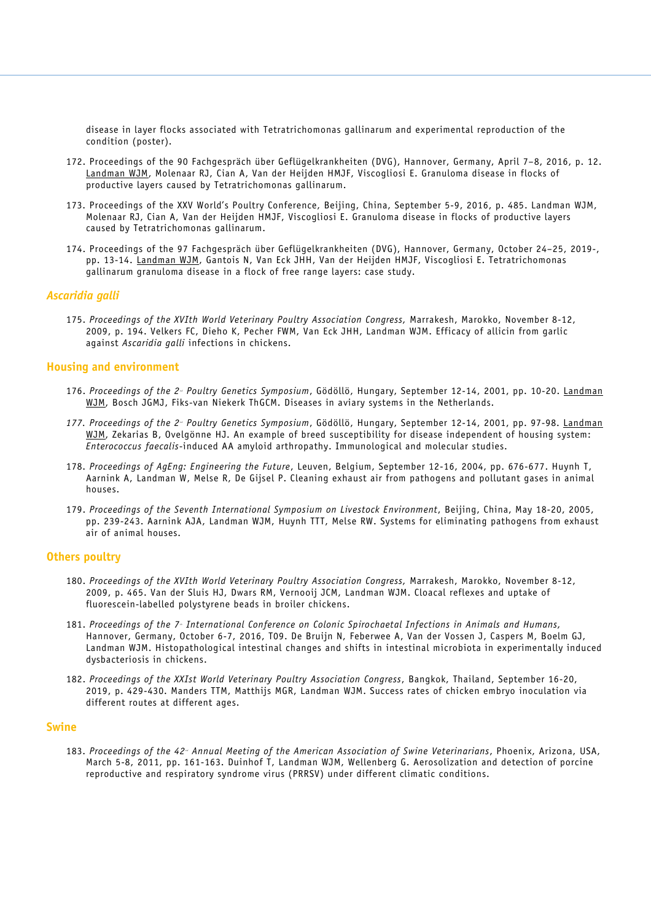disease in layer flocks associated with Tetratrichomonas gallinarum and experimental reproduction of the condition (poster).

172. Proceedings of the 90 Fachgespräch über Geflügelkrankheiten (DVG), Hannover, Germany, April 7–8, 2016, p. 12. Landman WJM, Molenaar RJ, Cian A, Van der Heijden HMJF, Viscogliosi E. Granuloma disease in flocks of productive layers caused by Tetratrichomonas gallinarum.

173. Proceedings of the XXV World's Poultry Conference, Beijing, China, September 5-9, 2016, p. 485. Landman WJM, Molenaar RJ, Cian A, Van der Heijden HMJF, Viscogliosi E. Granuloma disease in flocks of productive layers caused by Tetratrichomonas gallinarum.

174. Proceedings of the 97 Fachgespräch über Geflügelkrankheiten (DVG), Hannover, Germany, October 24–25, 2019-, pp. 13-14. Landman WJM, Gantois N, Van Eck JHH, Van der Heijden HMJF, Viscogliosi E. Tetratrichomonas gallinarum granuloma disease in a flock of free range layers: case study.

## *Ascaridia galli*

175. *Proceedings of the XVIth World Veterinary Poultry Association Congress,* Marrakesh, Marokko, November 8-12, 2009, p. 194. Velkers FC, Dieho K, Pecher FWM, Van Eck JHH, Landman WJM. Efficacy of allicin from garlic against *Ascaridia galli* infections in chickens.

## Housing and environment

176. *Proceedings of the 2nd Poultry Genetics Symposium*, Gödöllö, Hungary, September 12-14, 2001, pp. 10-20. Landman WJM, Bosch JGMJ, Fiks-van Niekerk ThGCM. Diseases in aviary systems in the Netherlands.

177. *Proceedings of the 2nd Poultry Genetics Symposium*, Gödöllö, Hungary, September 12-14, 2001, pp. 97-98. Landman WJM, Zekarias B, Ovelgönne HJ. An example of breed susceptibility for disease independent of housing system: *Enterococcus faecalis*-induced AA amyloid arthropathy. Immunological and molecular studies.

178. *Proceedings of AgEng: Engineering the Future*, Leuven, Belgium, September 12-16, 2004, pp. 676-677. Huynh T, Aarnink A, Landman W, Melse R, De Gijsel P. Cleaning exhaust air from pathogens and pollutant gases in animal houses.

179. *Proceedings of the Seventh International Symposium on Livestock Environment*, Beijing, China, May 18-20, 2005, pp. 239-243. Aarnink AJA, Landman WJM, Huynh TTT, Melse RW. Systems for eliminating pathogens from exhaust air of animal houses.

## Others poultry

180. *Proceedings of the XVIth World Veterinary Poultry Association Congress,* Marrakesh, Marokko, November 8-12, 2009, p. 465. Van der Sluis HJ, Dwars RM, Vernooij JCM, Landman WJM. Cloacal reflexes and uptake of fluorescein-labelled polystyrene beads in broiler chickens.

181. *Proceedings of the 7th International Conference on Colonic Spirochaetal Infections in Animals and Humans,* Hannover, Germany, October 6-7, 2016, T09. De Bruijn N, Feberwee A, Van der Vossen J, Caspers M, Boelm GJ, Landman WJM. Histopathological intestinal changes and shifts in intestinal microbiota in experimentally induced dysbacteriosis in chickens.

182. *Proceedings of the XXIst World Veterinary Poultry Association Congress*, Bangkok, Thailand, September 16-20, 2019, p. 429-430. Manders TTM, Matthijs MGR, Landman WJM. Success rates of chicken embryo inoculation via different routes at different ages.

## Swine

183. *Proceedings of the 42nd Annual Meeting of the American Association of Swine Veterinarians*, Phoenix, Arizona, USA, March 5-8, 2011, pp. 161-163. Duinhof T, Landman WJM, Wellenberg G. Aerosolization and detection of porcine reproductive and respiratory syndrome virus (PRRSV) under different climatic conditions.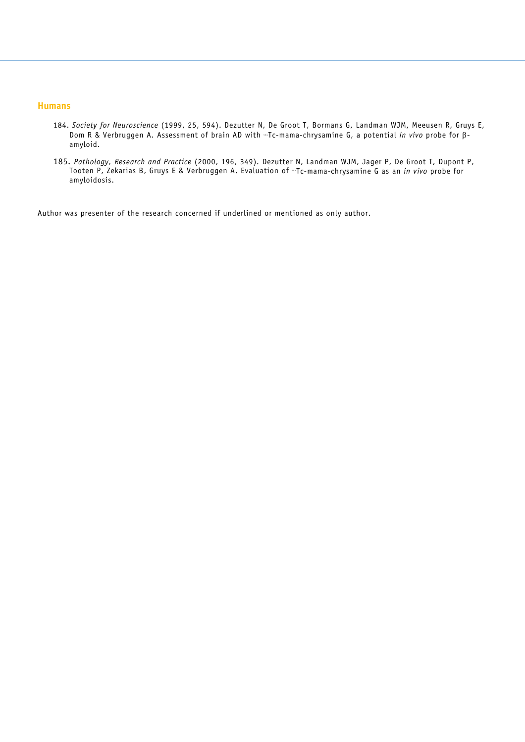## Humans

184. *Society for Neuroscience* (1999, 25, 594). Dezutter N, De Groot T, Bormans G, Landman WJM, Meeusen R, Gruys E, Dom R & Verbruggen A. Assessment of brain AD with $^{99m}$Tc-mama-chrysamine G, a potential *in vivo* probe for β-amyloid.

185. *Pathology, Research and Practice* (2000, 196, 349). Dezutter N, Landman WJM, Jager P, De Groot T, Dupont P, Tooten P, Zekarias B, Gruys E & Verbruggen A. Evaluation of $^{99m}$Tc-mama-chrysamine G as an *in vivo* probe for amyloidosis.

Author was presenter of the research concerned if underlined or mentioned as only author.